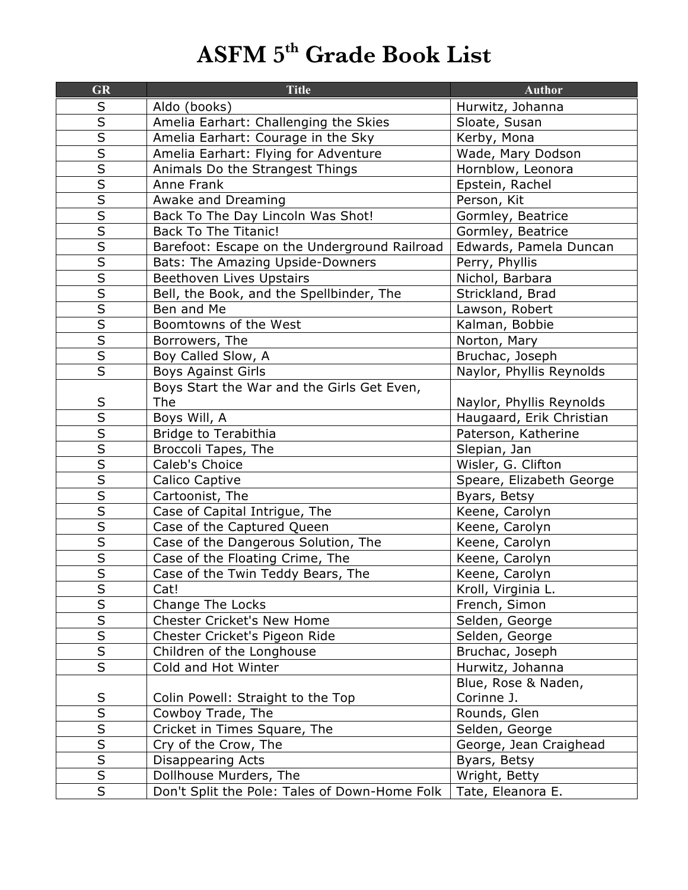# ASFM 5th Grade Book List

| GR | Title | Author |
|---|---|---|
| S | Aldo (books) | Hurwitz, Johanna |
| S | Amelia Earhart: Challenging the Skies | Sloate, Susan |
| S | Amelia Earhart: Courage in the Sky | Kerby, Mona |
| S | Amelia Earhart: Flying for Adventure | Wade, Mary Dodson |
| S | Animals Do the Strangest Things | Hornblow, Leonora |
| S | Anne Frank | Epstein, Rachel |
| S | Awake and Dreaming | Person, Kit |
| S | Back To The Day Lincoln Was Shot! | Gormley, Beatrice |
| S | Back To The Titanic! | Gormley, Beatrice |
| S | Barefoot: Escape on the Underground Railroad | Edwards, Pamela Duncan |
| S | Bats: The Amazing Upside-Downers | Perry, Phyllis |
| S | Beethoven Lives Upstairs | Nichol, Barbara |
| S | Bell, the Book, and the Spellbinder, The | Strickland, Brad |
| S | Ben and Me | Lawson, Robert |
| S | Boomtowns of the West | Kalman, Bobbie |
| S | Borrowers, The | Norton, Mary |
| S | Boy Called Slow, A | Bruchac, Joseph |
| S | Boys Against Girls | Naylor, Phyllis Reynolds |
| S | Boys Start the War and the Girls Get Even, The | Naylor, Phyllis Reynolds |
| S | Boys Will, A | Haugaard, Erik Christian |
| S | Bridge to Terabithia | Paterson, Katherine |
| S | Broccoli Tapes, The | Slepian, Jan |
| S | Caleb's Choice | Wisler, G. Clifton |
| S | Calico Captive | Speare, Elizabeth George |
| S | Cartoonist, The | Byars, Betsy |
| S | Case of Capital Intrigue, The | Keene, Carolyn |
| S | Case of the Captured Queen | Keene, Carolyn |
| S | Case of the Dangerous Solution, The | Keene, Carolyn |
| S | Case of the Floating Crime, The | Keene, Carolyn |
| S | Case of the Twin Teddy Bears, The | Keene, Carolyn |
| S | Cat! | Kroll, Virginia L. |
| S | Change The Locks | French, Simon |
| S | Chester Cricket's New Home | Selden, George |
| S | Chester Cricket's Pigeon Ride | Selden, George |
| S | Children of the Longhouse | Bruchac, Joseph |
| S | Cold and Hot Winter | Hurwitz, Johanna |
| S | Colin Powell: Straight to the Top | Blue, Rose & Naden, Corinne J. |
| S | Cowboy Trade, The | Rounds, Glen |
| S | Cricket in Times Square, The | Selden, George |
| S | Cry of the Crow, The | George, Jean Craighead |
| S | Disappearing Acts | Byars, Betsy |
| S | Dollhouse Murders, The | Wright, Betty |
| S | Don't Split the Pole: Tales of Down-Home Folk | Tate, Eleanora E. |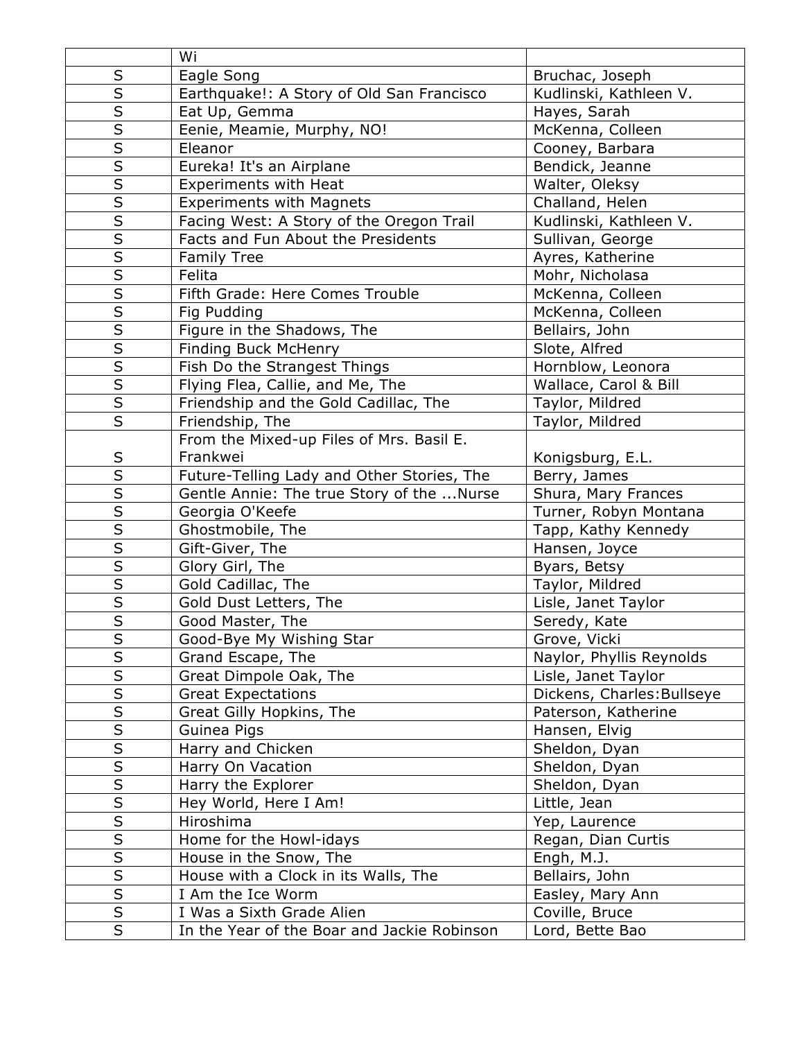| | Wi | |
|---|---|---|
| S | Eagle Song | Bruchac, Joseph |
| S | Earthquake!: A Story of Old San Francisco | Kudlinski, Kathleen V. |
| S | Eat Up, Gemma | Hayes, Sarah |
| S | Eenie, Meamie, Murphy, NO! | McKenna, Colleen |
| S | Eleanor | Cooney, Barbara |
| S | Eureka! It's an Airplane | Bendick, Jeanne |
| S | Experiments with Heat | Walter, Oleksy |
| S | Experiments with Magnets | Challand, Helen |
| S | Facing West: A Story of the Oregon Trail | Kudlinski, Kathleen V. |
| S | Facts and Fun About the Presidents | Sullivan, George |
| S | Family Tree | Ayres, Katherine |
| S | Felita | Mohr, Nicholasa |
| S | Fifth Grade: Here Comes Trouble | McKenna, Colleen |
| S | Fig Pudding | McKenna, Colleen |
| S | Figure in the Shadows, The | Bellairs, John |
| S | Finding Buck McHenry | Slote, Alfred |
| S | Fish Do the Strangest Things | Hornblow, Leonora |
| S | Flying Flea, Callie, and Me, The | Wallace, Carol & Bill |
| S | Friendship and the Gold Cadillac, The | Taylor, Mildred |
| S | Friendship, The | Taylor, Mildred |
| S | From the Mixed-up Files of Mrs. Basil E. Frankwei | Konigsburg, E.L. |
| S | Future-Telling Lady and Other Stories, The | Berry, James |
| S | Gentle Annie: The true Story of the ...Nurse | Shura, Mary Frances |
| S | Georgia O'Keefe | Turner, Robyn Montana |
| S | Ghostmobile, The | Tapp, Kathy Kennedy |
| S | Gift-Giver, The | Hansen, Joyce |
| S | Glory Girl, The | Byars, Betsy |
| S | Gold Cadillac, The | Taylor, Mildred |
| S | Gold Dust Letters, The | Lisle, Janet Taylor |
| S | Good Master, The | Seredy, Kate |
| S | Good-Bye My Wishing Star | Grove, Vicki |
| S | Grand Escape, The | Naylor, Phyllis Reynolds |
| S | Great Dimpole Oak, The | Lisle, Janet Taylor |
| S | Great Expectations | Dickens, Charles:Bullseye |
| S | Great Gilly Hopkins, The | Paterson, Katherine |
| S | Guinea Pigs | Hansen, Elvig |
| S | Harry and Chicken | Sheldon, Dyan |
| S | Harry On Vacation | Sheldon, Dyan |
| S | Harry the Explorer | Sheldon, Dyan |
| S | Hey World, Here I Am! | Little, Jean |
| S | Hiroshima | Yep, Laurence |
| S | Home for the Howl-idays | Regan, Dian Curtis |
| S | House in the Snow, The | Engh, M.J. |
| S | House with a Clock in its Walls, The | Bellairs, John |
| S | I Am the Ice Worm | Easley, Mary Ann |
| S | I Was a Sixth Grade Alien | Coville, Bruce |
| S | In the Year of the Boar and Jackie Robinson | Lord, Bette Bao |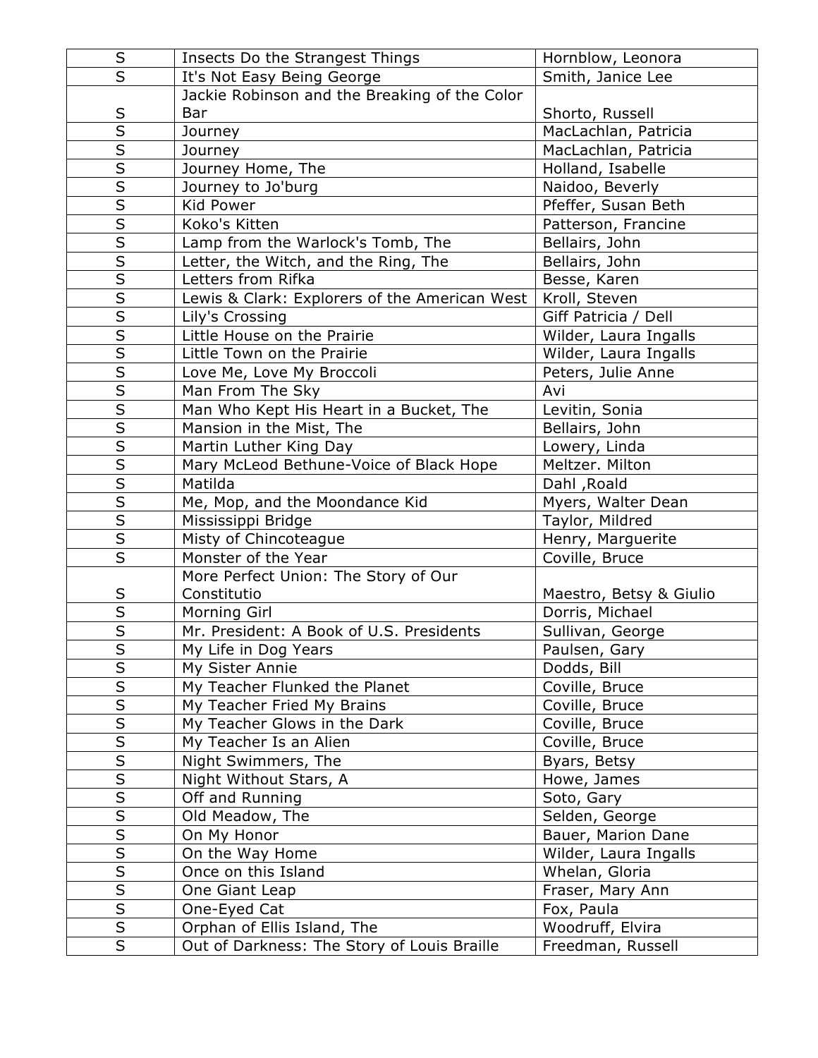| S | Insects Do the Strangest Things | Hornblow, Leonora |
|---|---|---|
| S | It's Not Easy Being George | Smith, Janice Lee |
| S | Jackie Robinson and the Breaking of the Color Bar | Shorto, Russell |
| S | Journey | MacLachlan, Patricia |
| S | Journey | MacLachlan, Patricia |
| S | Journey Home, The | Holland, Isabelle |
| S | Journey to Jo'burg | Naidoo, Beverly |
| S | Kid Power | Pfeffer, Susan Beth |
| S | Koko's Kitten | Patterson, Francine |
| S | Lamp from the Warlock's Tomb, The | Bellairs, John |
| S | Letter, the Witch, and the Ring, The | Bellairs, John |
| S | Letters from Rifka | Besse, Karen |
| S | Lewis & Clark: Explorers of the American West | Kroll, Steven |
| S | Lily's Crossing | Giff Patricia / Dell |
| S | Little House on the Prairie | Wilder, Laura Ingalls |
| S | Little Town on the Prairie | Wilder, Laura Ingalls |
| S | Love Me, Love My Broccoli | Peters, Julie Anne |
| S | Man From The Sky | Avi |
| S | Man Who Kept His Heart in a Bucket, The | Levitin, Sonia |
| S | Mansion in the Mist, The | Bellairs, John |
| S | Martin Luther King Day | Lowery, Linda |
| S | Mary McLeod Bethune-Voice of Black Hope | Meltzer. Milton |
| S | Matilda | Dahl ,Roald |
| S | Me, Mop, and the Moondance Kid | Myers, Walter Dean |
| S | Mississippi Bridge | Taylor, Mildred |
| S | Misty of Chincoteague | Henry, Marguerite |
| S | Monster of the Year | Coville, Bruce |
| S | More Perfect Union: The Story of Our Constitutio | Maestro, Betsy & Giulio |
| S | Morning Girl | Dorris, Michael |
| S | Mr. President: A Book of U.S. Presidents | Sullivan, George |
| S | My Life in Dog Years | Paulsen, Gary |
| S | My Sister Annie | Dodds, Bill |
| S | My Teacher Flunked the Planet | Coville, Bruce |
| S | My Teacher Fried My Brains | Coville, Bruce |
| S | My Teacher Glows in the Dark | Coville, Bruce |
| S | My Teacher Is an Alien | Coville, Bruce |
| S | Night Swimmers, The | Byars, Betsy |
| S | Night Without Stars, A | Howe, James |
| S | Off and Running | Soto, Gary |
| S | Old Meadow, The | Selden, George |
| S | On My Honor | Bauer, Marion Dane |
| S | On the Way Home | Wilder, Laura Ingalls |
| S | Once on this Island | Whelan, Gloria |
| S | One Giant Leap | Fraser, Mary Ann |
| S | One-Eyed Cat | Fox, Paula |
| S | Orphan of Ellis Island, The | Woodruff, Elvira |
| S | Out of Darkness: The Story of Louis Braille | Freedman, Russell |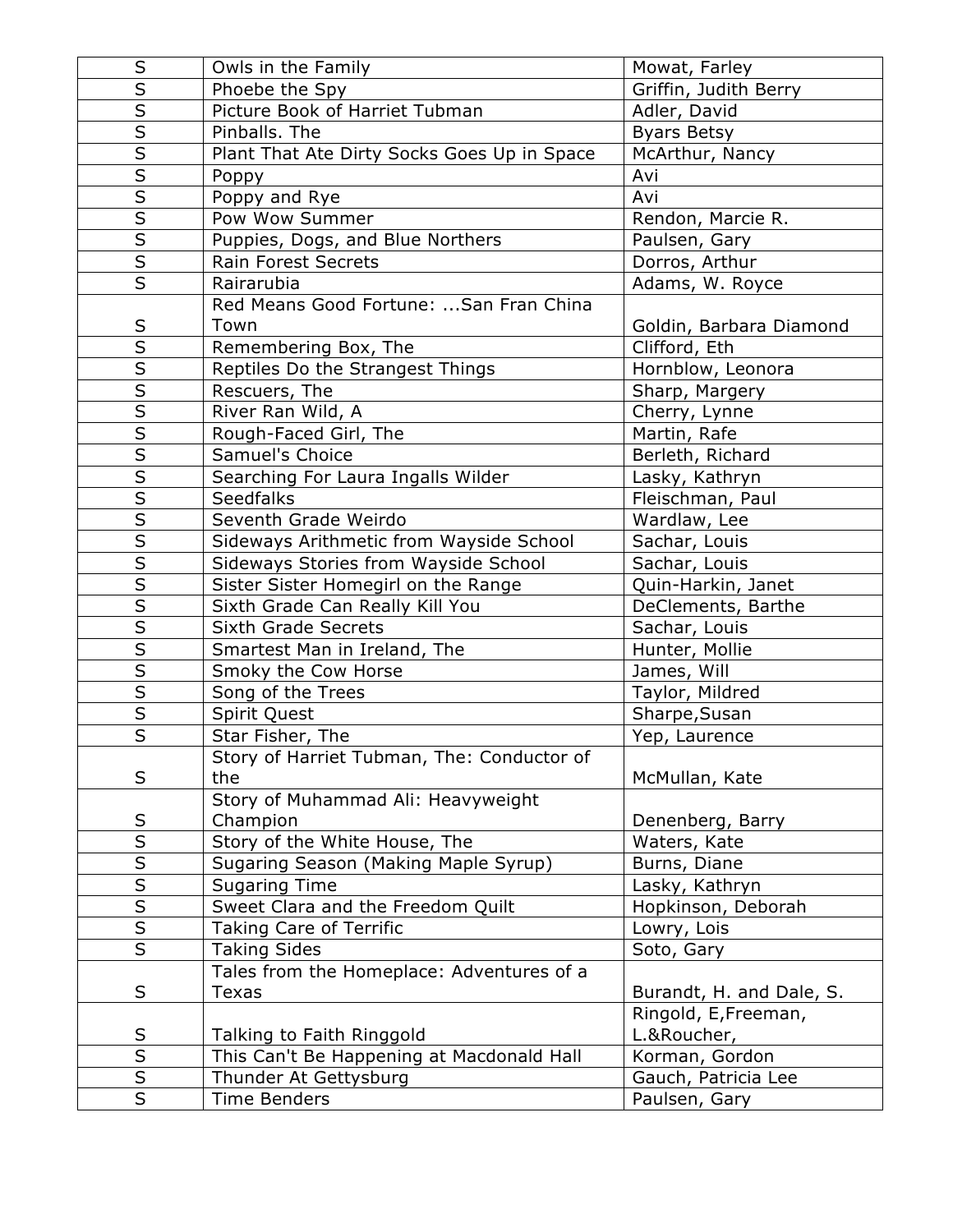| S | Owls in the Family | Mowat, Farley |
|---|---|---|
| S | Phoebe the Spy | Griffin, Judith Berry |
| S | Picture Book of Harriet Tubman | Adler, David |
| S | Pinballs. The | Byars Betsy |
| S | Plant That Ate Dirty Socks Goes Up in Space | McArthur, Nancy |
| S | Poppy | Avi |
| S | Poppy and Rye | Avi |
| S | Pow Wow Summer | Rendon, Marcie R. |
| S | Puppies, Dogs, and Blue Northers | Paulsen, Gary |
| S | Rain Forest Secrets | Dorros, Arthur |
| S | Rairarubia | Adams, W. Royce |
| S | Red Means Good Fortune: ...San Fran China Town | Goldin, Barbara Diamond |
| S | Remembering Box, The | Clifford, Eth |
| S | Reptiles Do the Strangest Things | Hornblow, Leonora |
| S | Rescuers, The | Sharp, Margery |
| S | River Ran Wild, A | Cherry, Lynne |
| S | Rough-Faced Girl, The | Martin, Rafe |
| S | Samuel's Choice | Berleth, Richard |
| S | Searching For Laura Ingalls Wilder | Lasky, Kathryn |
| S | Seedfalks | Fleischman, Paul |
| S | Seventh Grade Weirdo | Wardlaw, Lee |
| S | Sideways Arithmetic from Wayside School | Sachar, Louis |
| S | Sideways Stories from Wayside School | Sachar, Louis |
| S | Sister Sister Homegirl on the Range | Quin-Harkin, Janet |
| S | Sixth Grade Can Really Kill You | DeClements, Barthe |
| S | Sixth Grade Secrets | Sachar, Louis |
| S | Smartest Man in Ireland, The | Hunter, Mollie |
| S | Smoky the Cow Horse | James, Will |
| S | Song of the Trees | Taylor, Mildred |
| S | Spirit Quest | Sharpe,Susan |
| S | Star Fisher, The | Yep, Laurence |
| S | Story of Harriet Tubman, The: Conductor of the | McMullan, Kate |
| S | Story of Muhammad Ali: Heavyweight Champion | Denenberg, Barry |
| S | Story of the White House, The | Waters, Kate |
| S | Sugaring Season (Making Maple Syrup) | Burns, Diane |
| S | Sugaring Time | Lasky, Kathryn |
| S | Sweet Clara and the Freedom Quilt | Hopkinson, Deborah |
| S | Taking Care of Terrific | Lowry, Lois |
| S | Taking Sides | Soto, Gary |
| S | Tales from the Homeplace: Adventures of a Texas | Burandt, H. and Dale, S. |
| S | Talking to Faith Ringgold | Ringold, E,Freeman, L.&Roucher, |
| S | This Can't Be Happening at Macdonald Hall | Korman, Gordon |
| S | Thunder At Gettysburg | Gauch, Patricia Lee |
| S | Time Benders | Paulsen, Gary |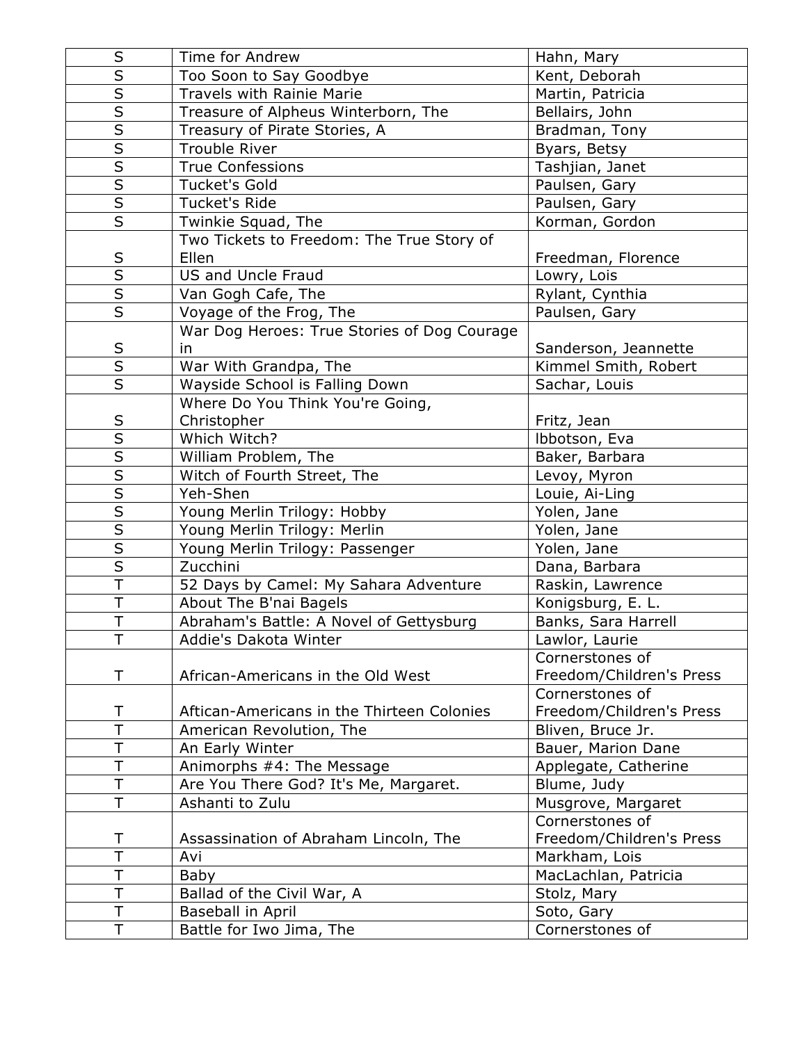| S | Time for Andrew | Hahn, Mary |
|---|---|---|
| S | Too Soon to Say Goodbye | Kent, Deborah |
| S | Travels with Rainie Marie | Martin, Patricia |
| S | Treasure of Alpheus Winterborn, The | Bellairs, John |
| S | Treasury of Pirate Stories, A | Bradman, Tony |
| S | Trouble River | Byars, Betsy |
| S | True Confessions | Tashjian, Janet |
| S | Tucket's Gold | Paulsen, Gary |
| S | Tucket's Ride | Paulsen, Gary |
| S | Twinkie Squad, The | Korman, Gordon |
| S | Two Tickets to Freedom: The True Story of Ellen | Freedman, Florence |
| S | US and Uncle Fraud | Lowry, Lois |
| S | Van Gogh Cafe, The | Rylant, Cynthia |
| S | Voyage of the Frog, The | Paulsen, Gary |
| S | War Dog Heroes: True Stories of Dog Courage in | Sanderson, Jeannette |
| S | War With Grandpa, The | Kimmel Smith, Robert |
| S | Wayside School is Falling Down | Sachar, Louis |
| S | Where Do You Think You're Going, Christopher | Fritz, Jean |
| S | Which Witch? | Ibbotson, Eva |
| S | William Problem, The | Baker, Barbara |
| S | Witch of Fourth Street, The | Levoy, Myron |
| S | Yeh-Shen | Louie, Ai-Ling |
| S | Young Merlin Trilogy: Hobby | Yolen, Jane |
| S | Young Merlin Trilogy: Merlin | Yolen, Jane |
| S | Young Merlin Trilogy: Passenger | Yolen, Jane |
| S | Zucchini | Dana, Barbara |
| T | 52 Days by Camel: My Sahara Adventure | Raskin, Lawrence |
| T | About The B'nai Bagels | Konigsburg, E. L. |
| T | Abraham's Battle: A Novel of Gettysburg | Banks, Sara Harrell |
| T | Addie's Dakota Winter | Lawlor, Laurie |
| T | African-Americans in the Old West | Cornerstones of Freedom/Children's Press |
| T | Aftican-Americans in the Thirteen Colonies | Cornerstones of Freedom/Children's Press |
| T | American Revolution, The | Bliven, Bruce Jr. |
| T | An Early Winter | Bauer, Marion Dane |
| T | Animorphs #4: The Message | Applegate, Catherine |
| T | Are You There God? It's Me, Margaret. | Blume, Judy |
| T | Ashanti to Zulu | Musgrove, Margaret |
| T | Assassination of Abraham Lincoln, The | Cornerstones of Freedom/Children's Press |
| T | Avi | Markham, Lois |
| T | Baby | MacLachlan, Patricia |
| T | Ballad of the Civil War, A | Stolz, Mary |
| T | Baseball in April | Soto, Gary |
| T | Battle for Iwo Jima, The | Cornerstones of |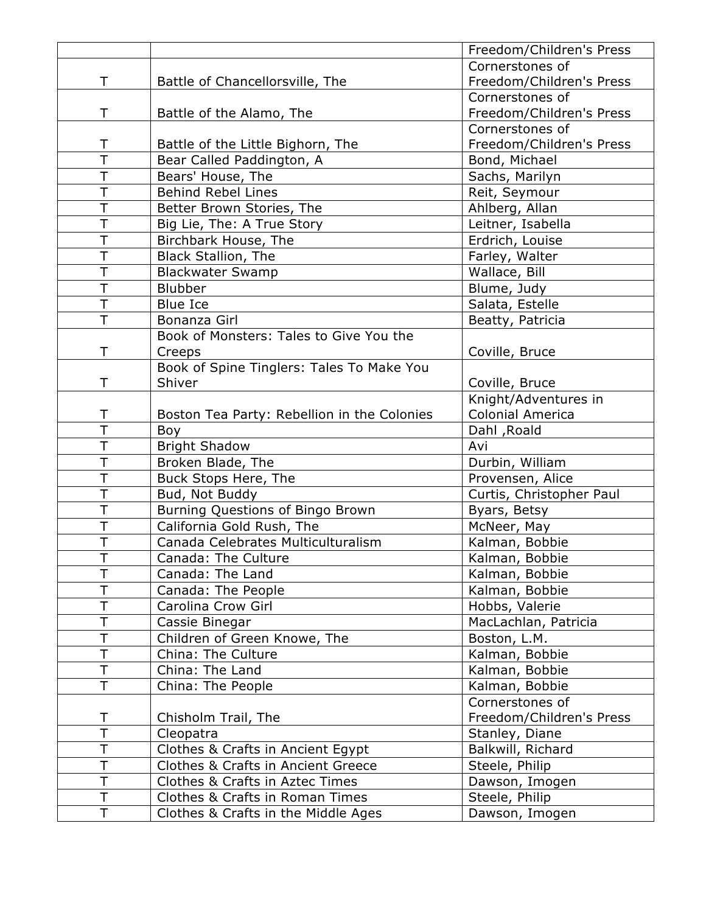| | | |
|---|---|---|
| | | Freedom/Children's Press |
| T | Battle of Chancellorsville, The | Cornerstones of Freedom/Children's Press |
| T | Battle of the Alamo, The | Cornerstones of Freedom/Children's Press |
| T | Battle of the Little Bighorn, The | Cornerstones of Freedom/Children's Press |
| T | Bear Called Paddington, A | Bond, Michael |
| T | Bears' House, The | Sachs, Marilyn |
| T | Behind Rebel Lines | Reit, Seymour |
| T | Better Brown Stories, The | Ahlberg, Allan |
| T | Big Lie, The: A True Story | Leitner, Isabella |
| T | Birchbark House, The | Erdrich, Louise |
| T | Black Stallion, The | Farley, Walter |
| T | Blackwater Swamp | Wallace, Bill |
| T | Blubber | Blume, Judy |
| T | Blue Ice | Salata, Estelle |
| T | Bonanza Girl | Beatty, Patricia |
| T | Book of Monsters: Tales to Give You the Creeps | Coville, Bruce |
| T | Book of Spine Tinglers: Tales To Make You Shiver | Coville, Bruce |
| T | Boston Tea Party: Rebellion in the Colonies | Knight/Adventures in Colonial America |
| T | Boy | Dahl ,Roald |
| T | Bright Shadow | Avi |
| T | Broken Blade, The | Durbin, William |
| T | Buck Stops Here, The | Provensen, Alice |
| T | Bud, Not Buddy | Curtis, Christopher Paul |
| T | Burning Questions of Bingo Brown | Byars, Betsy |
| T | California Gold Rush, The | McNeer, May |
| T | Canada Celebrates Multiculturalism | Kalman, Bobbie |
| T | Canada: The Culture | Kalman, Bobbie |
| T | Canada: The Land | Kalman, Bobbie |
| T | Canada: The People | Kalman, Bobbie |
| T | Carolina Crow Girl | Hobbs, Valerie |
| T | Cassie Binegar | MacLachlan, Patricia |
| T | Children of Green Knowe, The | Boston, L.M. |
| T | China: The Culture | Kalman, Bobbie |
| T | China: The Land | Kalman, Bobbie |
| T | China: The People | Kalman, Bobbie |
| T | Chisholm Trail, The | Cornerstones of Freedom/Children's Press |
| T | Cleopatra | Stanley, Diane |
| T | Clothes & Crafts in Ancient Egypt | Balkwill, Richard |
| T | Clothes & Crafts in Ancient Greece | Steele, Philip |
| T | Clothes & Crafts in Aztec Times | Dawson, Imogen |
| T | Clothes & Crafts in Roman Times | Steele, Philip |
| T | Clothes & Crafts in the Middle Ages | Dawson, Imogen |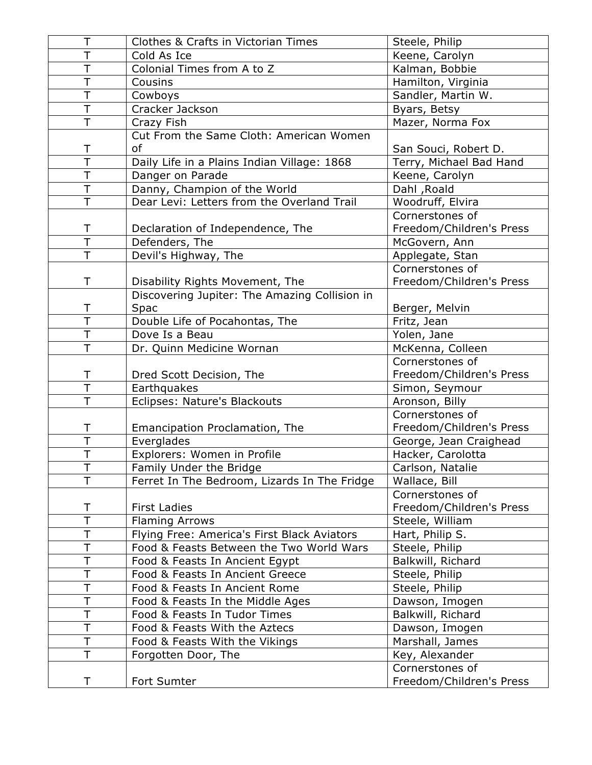| T | Clothes & Crafts in Victorian Times | Steele, Philip |
|---|---|---|
| T | Cold As Ice | Keene, Carolyn |
| T | Colonial Times from A to Z | Kalman, Bobbie |
| T | Cousins | Hamilton, Virginia |
| T | Cowboys | Sandler, Martin W. |
| T | Cracker Jackson | Byars, Betsy |
| T | Crazy Fish | Mazer, Norma Fox |
| T | Cut From the Same Cloth: American Women of | San Souci, Robert D. |
| T | Daily Life in a Plains Indian Village: 1868 | Terry, Michael Bad Hand |
| T | Danger on Parade | Keene, Carolyn |
| T | Danny, Champion of the World | Dahl ,Roald |
| T | Dear Levi: Letters from the Overland Trail | Woodruff, Elvira |
| T | Declaration of Independence, The | Cornerstones of Freedom/Children's Press |
| T | Defenders, The | McGovern, Ann |
| T | Devil's Highway, The | Applegate, Stan |
| T | Disability Rights Movement, The | Cornerstones of Freedom/Children's Press |
| T | Discovering Jupiter: The Amazing Collision in Spac | Berger, Melvin |
| T | Double Life of Pocahontas, The | Fritz, Jean |
| T | Dove Is a Beau | Yolen, Jane |
| T | Dr. Quinn Medicine Wornan | McKenna, Colleen |
| T | Dred Scott Decision, The | Cornerstones of Freedom/Children's Press |
| T | Earthquakes | Simon, Seymour |
| T | Eclipses: Nature's Blackouts | Aronson, Billy |
| T | Emancipation Proclamation, The | Cornerstones of Freedom/Children's Press |
| T | Everglades | George, Jean Craighead |
| T | Explorers: Women in Profile | Hacker, Carolotta |
| T | Family Under the Bridge | Carlson, Natalie |
| T | Ferret In The Bedroom, Lizards In The Fridge | Wallace, Bill |
| T | First Ladies | Cornerstones of Freedom/Children's Press |
| T | Flaming Arrows | Steele, William |
| T | Flying Free: America's First Black Aviators | Hart, Philip S. |
| T | Food & Feasts Between the Two World Wars | Steele, Philip |
| T | Food & Feasts In Ancient Egypt | Balkwill, Richard |
| T | Food & Feasts In Ancient Greece | Steele, Philip |
| T | Food & Feasts In Ancient Rome | Steele, Philip |
| T | Food & Feasts In the Middle Ages | Dawson, Imogen |
| T | Food & Feasts In Tudor Times | Balkwill, Richard |
| T | Food & Feasts With the Aztecs | Dawson, Imogen |
| T | Food & Feasts With the Vikings | Marshall, James |
| T | Forgotten Door, The | Key, Alexander |
| T | Fort Sumter | Cornerstones of Freedom/Children's Press |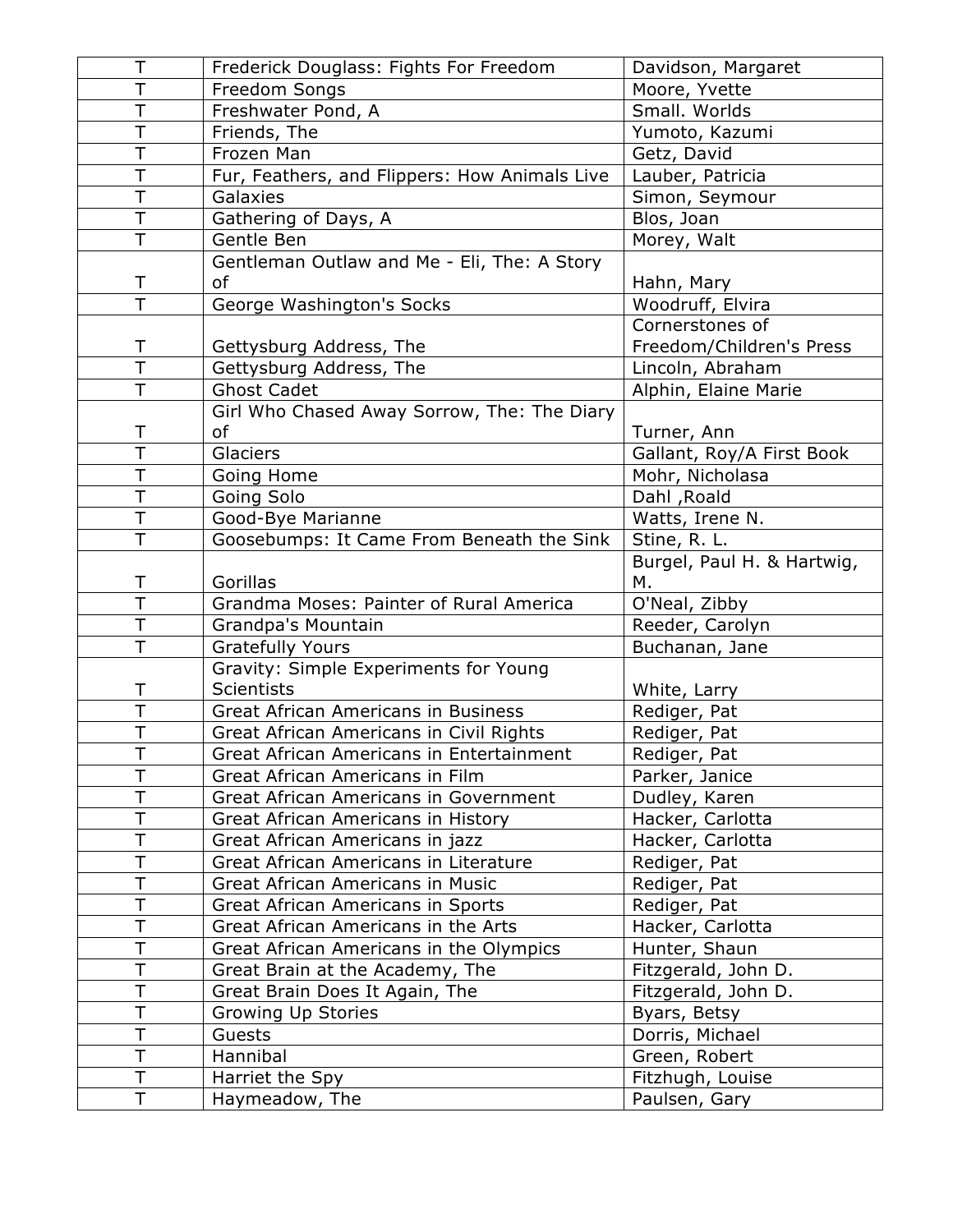| T | Frederick Douglass: Fights For Freedom | Davidson, Margaret |
|---|---|---|
| T | Freedom Songs | Moore, Yvette |
| T | Freshwater Pond, A | Small. Worlds |
| T | Friends, The | Yumoto, Kazumi |
| T | Frozen Man | Getz, David |
| T | Fur, Feathers, and Flippers: How Animals Live | Lauber, Patricia |
| T | Galaxies | Simon, Seymour |
| T | Gathering of Days, A | Blos, Joan |
| T | Gentle Ben | Morey, Walt |
| T | Gentleman Outlaw and Me - Eli, The: A Story of | Hahn, Mary |
| T | George Washington's Socks | Woodruff, Elvira |
| T | Gettysburg Address, The | Cornerstones of Freedom/Children's Press |
| T | Gettysburg Address, The | Lincoln, Abraham |
| T | Ghost Cadet | Alphin, Elaine Marie |
| T | Girl Who Chased Away Sorrow, The: The Diary of | Turner, Ann |
| T | Glaciers | Gallant, Roy/A First Book |
| T | Going Home | Mohr, Nicholasa |
| T | Going Solo | Dahl ,Roald |
| T | Good-Bye Marianne | Watts, Irene N. |
| T | Goosebumps: It Came From Beneath the Sink | Stine, R. L. |
| T | Gorillas | Burgel, Paul H. & Hartwig, M. |
| T | Grandma Moses: Painter of Rural America | O'Neal, Zibby |
| T | Grandpa's Mountain | Reeder, Carolyn |
| T | Gratefully Yours | Buchanan, Jane |
| T | Gravity: Simple Experiments for Young Scientists | White, Larry |
| T | Great African Americans in Business | Rediger, Pat |
| T | Great African Americans in Civil Rights | Rediger, Pat |
| T | Great African Americans in Entertainment | Rediger, Pat |
| T | Great African Americans in Film | Parker, Janice |
| T | Great African Americans in Government | Dudley, Karen |
| T | Great African Americans in History | Hacker, Carlotta |
| T | Great African Americans in jazz | Hacker, Carlotta |
| T | Great African Americans in Literature | Rediger, Pat |
| T | Great African Americans in Music | Rediger, Pat |
| T | Great African Americans in Sports | Rediger, Pat |
| T | Great African Americans in the Arts | Hacker, Carlotta |
| T | Great African Americans in the Olympics | Hunter, Shaun |
| T | Great Brain at the Academy, The | Fitzgerald, John D. |
| T | Great Brain Does It Again, The | Fitzgerald, John D. |
| T | Growing Up Stories | Byars, Betsy |
| T | Guests | Dorris, Michael |
| T | Hannibal | Green, Robert |
| T | Harriet the Spy | Fitzhugh, Louise |
| T | Haymeadow, The | Paulsen, Gary |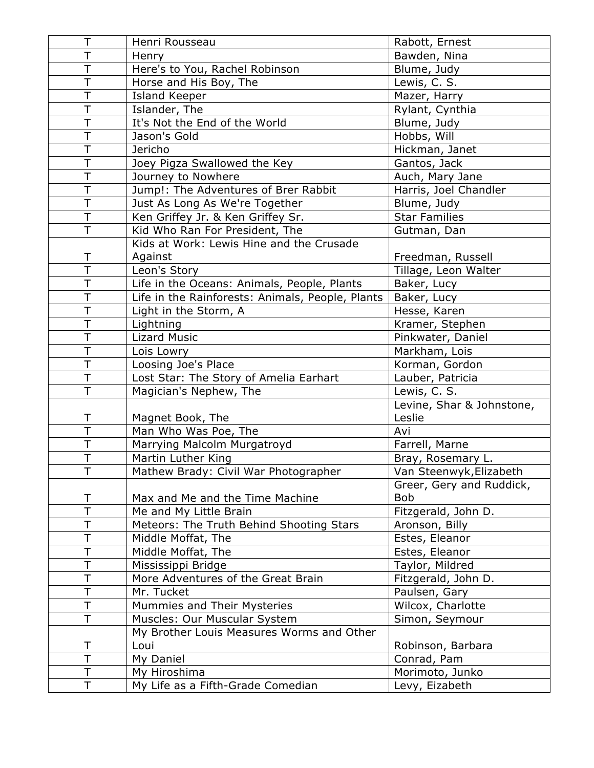| T | Henri Rousseau | Rabott, Ernest |
|---|---|---|
| T | Henry | Bawden, Nina |
| T | Here's to You, Rachel Robinson | Blume, Judy |
| T | Horse and His Boy, The | Lewis, C. S. |
| T | Island Keeper | Mazer, Harry |
| T | Islander, The | Rylant, Cynthia |
| T | It's Not the End of the World | Blume, Judy |
| T | Jason's Gold | Hobbs, Will |
| T | Jericho | Hickman, Janet |
| T | Joey Pigza Swallowed the Key | Gantos, Jack |
| T | Journey to Nowhere | Auch, Mary Jane |
| T | Jump!: The Adventures of Brer Rabbit | Harris, Joel Chandler |
| T | Just As Long As We're Together | Blume, Judy |
| T | Ken Griffey Jr. & Ken Griffey Sr. | Star Families |
| T | Kid Who Ran For President, The | Gutman, Dan |
| T | Kids at Work: Lewis Hine and the Crusade Against | Freedman, Russell |
| T | Leon's Story | Tillage, Leon Walter |
| T | Life in the Oceans: Animals, People, Plants | Baker, Lucy |
| T | Life in the Rainforests: Animals, People, Plants | Baker, Lucy |
| T | Light in the Storm, A | Hesse, Karen |
| T | Lightning | Kramer, Stephen |
| T | Lizard Music | Pinkwater, Daniel |
| T | Lois Lowry | Markham, Lois |
| T | Loosing Joe's Place | Korman, Gordon |
| T | Lost Star: The Story of Amelia Earhart | Lauber, Patricia |
| T | Magician's Nephew, The | Lewis, C. S. |
| T | Magnet Book, The | Levine, Shar & Johnstone, Leslie |
| T | Man Who Was Poe, The | Avi |
| T | Marrying Malcolm Murgatroyd | Farrell, Marne |
| T | Martin Luther King | Bray, Rosemary L. |
| T | Mathew Brady: Civil War Photographer | Van Steenwyk,Elizabeth |
| T | Max and Me and the Time Machine | Greer, Gery and Ruddick, Bob |
| T | Me and My Little Brain | Fitzgerald, John D. |
| T | Meteors: The Truth Behind Shooting Stars | Aronson, Billy |
| T | Middle Moffat, The | Estes, Eleanor |
| T | Middle Moffat, The | Estes, Eleanor |
| T | Mississippi Bridge | Taylor, Mildred |
| T | More Adventures of the Great Brain | Fitzgerald, John D. |
| T | Mr. Tucket | Paulsen, Gary |
| T | Mummies and Their Mysteries | Wilcox, Charlotte |
| T | Muscles: Our Muscular System | Simon, Seymour |
| T | My Brother Louis Measures Worms and Other Loui | Robinson, Barbara |
| T | My Daniel | Conrad, Pam |
| T | My Hiroshima | Morimoto, Junko |
| T | My Life as a Fifth-Grade Comedian | Levy, Eizabeth |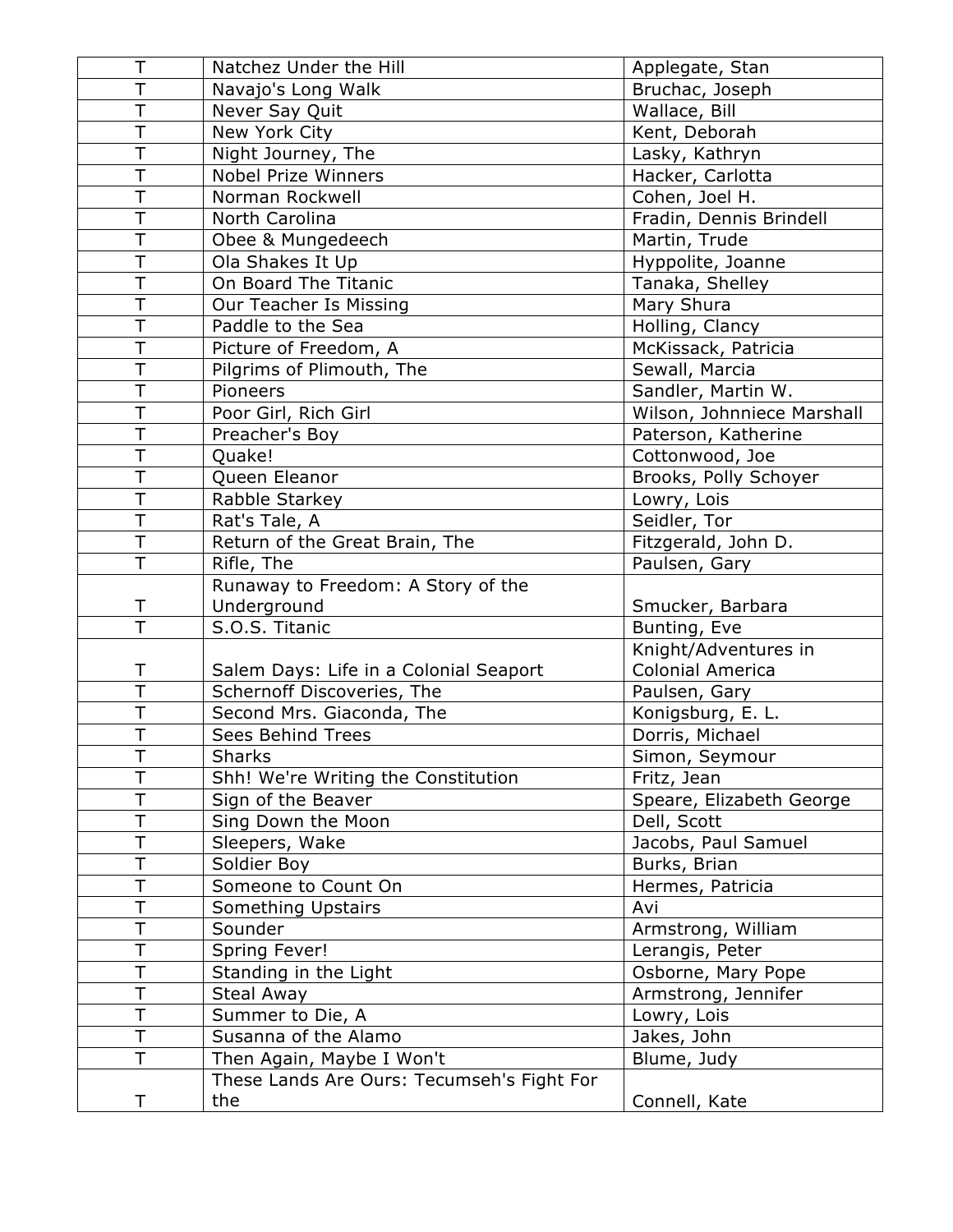| T | Natchez Under the Hill | Applegate, Stan |
|---|---|---|
| T | Navajo's Long Walk | Bruchac, Joseph |
| T | Never Say Quit | Wallace, Bill |
| T | New York City | Kent, Deborah |
| T | Night Journey, The | Lasky, Kathryn |
| T | Nobel Prize Winners | Hacker, Carlotta |
| T | Norman Rockwell | Cohen, Joel H. |
| T | North Carolina | Fradin, Dennis Brindell |
| T | Obee & Mungedeech | Martin, Trude |
| T | Ola Shakes It Up | Hyppolite, Joanne |
| T | On Board The Titanic | Tanaka, Shelley |
| T | Our Teacher Is Missing | Mary Shura |
| T | Paddle to the Sea | Holling, Clancy |
| T | Picture of Freedom, A | McKissack, Patricia |
| T | Pilgrims of Plimouth, The | Sewall, Marcia |
| T | Pioneers | Sandler, Martin W. |
| T | Poor Girl, Rich Girl | Wilson, Johnniece Marshall |
| T | Preacher's Boy | Paterson, Katherine |
| T | Quake! | Cottonwood, Joe |
| T | Queen Eleanor | Brooks, Polly Schoyer |
| T | Rabble Starkey | Lowry, Lois |
| T | Rat's Tale, A | Seidler, Tor |
| T | Return of the Great Brain, The | Fitzgerald, John D. |
| T | Rifle, The | Paulsen, Gary |
| T | Runaway to Freedom: A Story of the Underground | Smucker, Barbara |
| T | S.O.S. Titanic | Bunting, Eve |
| T | Salem Days: Life in a Colonial Seaport | Knight/Adventures in Colonial America |
| T | Schernoff Discoveries, The | Paulsen, Gary |
| T | Second Mrs. Giaconda, The | Konigsburg, E. L. |
| T | Sees Behind Trees | Dorris, Michael |
| T | Sharks | Simon, Seymour |
| T | Shh! We're Writing the Constitution | Fritz, Jean |
| T | Sign of the Beaver | Speare, Elizabeth George |
| T | Sing Down the Moon | Dell, Scott |
| T | Sleepers, Wake | Jacobs, Paul Samuel |
| T | Soldier Boy | Burks, Brian |
| T | Someone to Count On | Hermes, Patricia |
| T | Something Upstairs | Avi |
| T | Sounder | Armstrong, William |
| T | Spring Fever! | Lerangis, Peter |
| T | Standing in the Light | Osborne, Mary Pope |
| T | Steal Away | Armstrong, Jennifer |
| T | Summer to Die, A | Lowry, Lois |
| T | Susanna of the Alamo | Jakes, John |
| T | Then Again, Maybe I Won't | Blume, Judy |
| T | These Lands Are Ours: Tecumseh's Fight For the | Connell, Kate |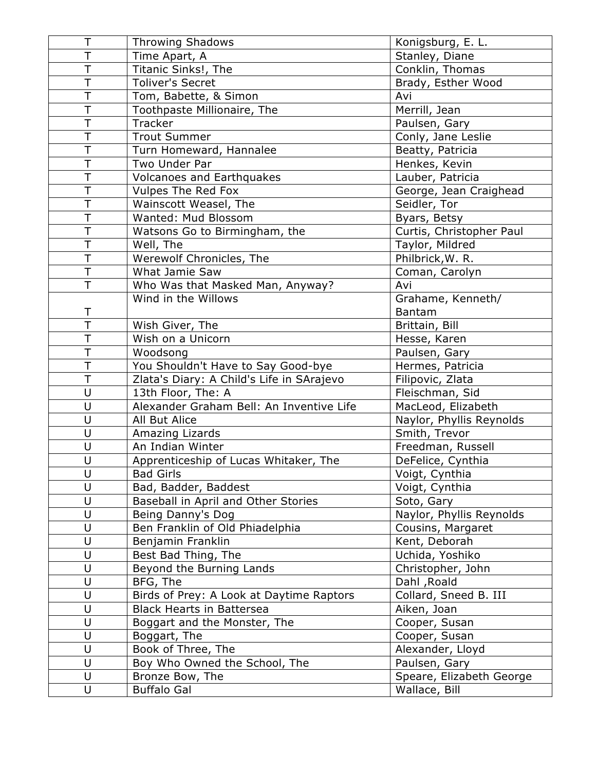| T | Throwing Shadows | Konigsburg, E. L. |
|---|---|---|
| T | Time Apart, A | Stanley, Diane |
| T | Titanic Sinks!, The | Conklin, Thomas |
| T | Toliver's Secret | Brady, Esther Wood |
| T | Tom, Babette, & Simon | Avi |
| T | Toothpaste Millionaire, The | Merrill, Jean |
| T | Tracker | Paulsen, Gary |
| T | Trout Summer | Conly, Jane Leslie |
| T | Turn Homeward, Hannalee | Beatty, Patricia |
| T | Two Under Par | Henkes, Kevin |
| T | Volcanoes and Earthquakes | Lauber, Patricia |
| T | Vulpes The Red Fox | George, Jean Craighead |
| T | Wainscott Weasel, The | Seidler, Tor |
| T | Wanted: Mud Blossom | Byars, Betsy |
| T | Watsons Go to Birmingham, the | Curtis, Christopher Paul |
| T | Well, The | Taylor, Mildred |
| T | Werewolf Chronicles, The | Philbrick,W. R. |
| T | What Jamie Saw | Coman, Carolyn |
| T | Who Was that Masked Man, Anyway? | Avi |
| T | Wind in the Willows | Grahame, Kenneth/ Bantam |
| T | Wish Giver, The | Brittain, Bill |
| T | Wish on a Unicorn | Hesse, Karen |
| T | Woodsong | Paulsen, Gary |
| T | You Shouldn't Have to Say Good-bye | Hermes, Patricia |
| T | Zlata's Diary: A Child's Life in SArajevo | Filipovic, Zlata |
| U | 13th Floor, The: A | Fleischman, Sid |
| U | Alexander Graham Bell: An Inventive Life | MacLeod, Elizabeth |
| U | All But Alice | Naylor, Phyllis Reynolds |
| U | Amazing Lizards | Smith, Trevor |
| U | An Indian Winter | Freedman, Russell |
| U | Apprenticeship of Lucas Whitaker, The | DeFelice, Cynthia |
| U | Bad Girls | Voigt, Cynthia |
| U | Bad, Badder, Baddest | Voigt, Cynthia |
| U | Baseball in April and Other Stories | Soto, Gary |
| U | Being Danny's Dog | Naylor, Phyllis Reynolds |
| U | Ben Franklin of Old Phiadelphia | Cousins, Margaret |
| U | Benjamin Franklin | Kent, Deborah |
| U | Best Bad Thing, The | Uchida, Yoshiko |
| U | Beyond the Burning Lands | Christopher, John |
| U | BFG, The | Dahl ,Roald |
| U | Birds of Prey: A Look at Daytime Raptors | Collard, Sneed B. III |
| U | Black Hearts in Battersea | Aiken, Joan |
| U | Boggart and the Monster, The | Cooper, Susan |
| U | Boggart, The | Cooper, Susan |
| U | Book of Three, The | Alexander, Lloyd |
| U | Boy Who Owned the School, The | Paulsen, Gary |
| U | Bronze Bow, The | Speare, Elizabeth George |
| U | Buffalo Gal | Wallace, Bill |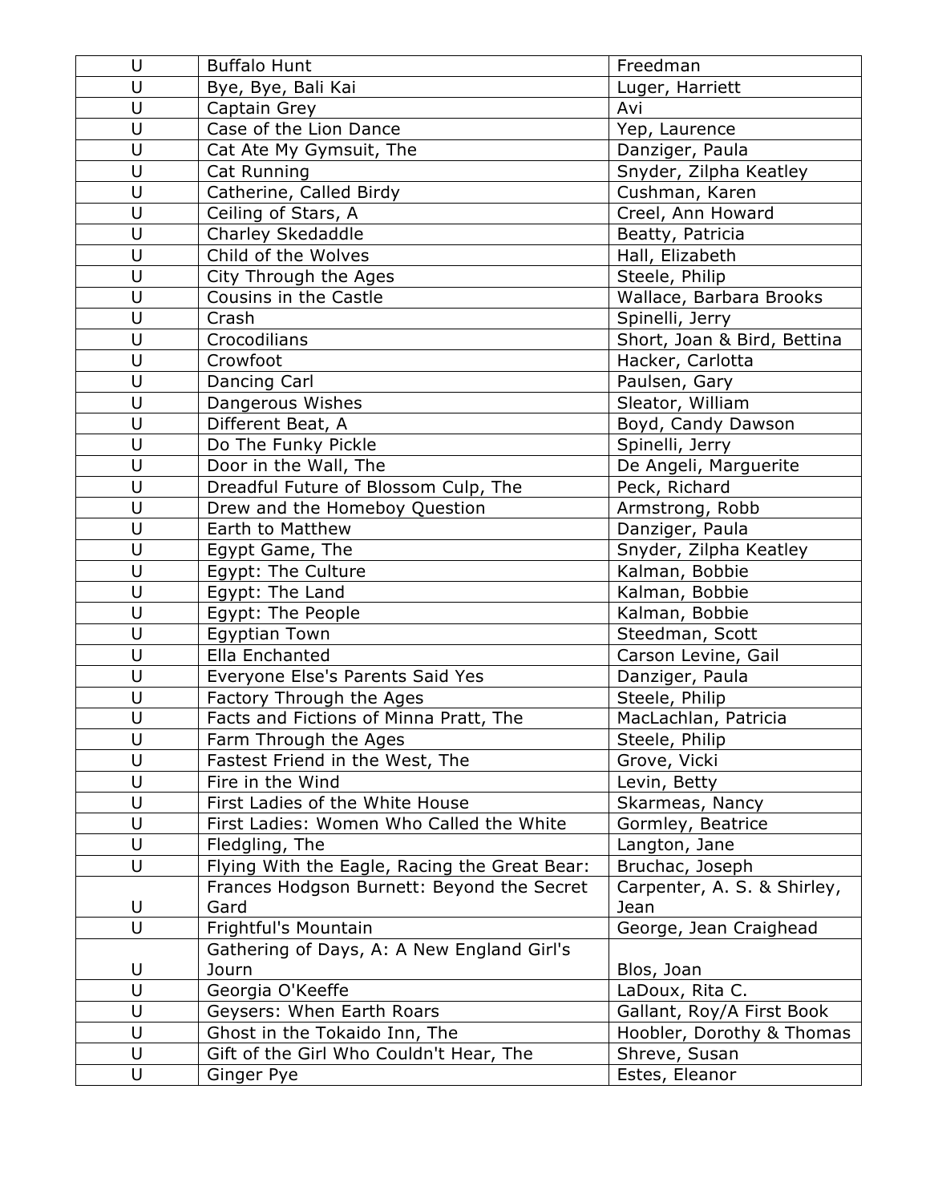| | | |
|---|---|---|
| U | Buffalo Hunt | Freedman |
| U | Bye, Bye, Bali Kai | Luger, Harriett |
| U | Captain Grey | Avi |
| U | Case of the Lion Dance | Yep, Laurence |
| U | Cat Ate My Gymsuit, The | Danziger, Paula |
| U | Cat Running | Snyder, Zilpha Keatley |
| U | Catherine, Called Birdy | Cushman, Karen |
| U | Ceiling of Stars, A | Creel, Ann Howard |
| U | Charley Skedaddle | Beatty, Patricia |
| U | Child of the Wolves | Hall, Elizabeth |
| U | City Through the Ages | Steele, Philip |
| U | Cousins in the Castle | Wallace, Barbara Brooks |
| U | Crash | Spinelli, Jerry |
| U | Crocodilians | Short, Joan & Bird, Bettina |
| U | Crowfoot | Hacker, Carlotta |
| U | Dancing Carl | Paulsen, Gary |
| U | Dangerous Wishes | Sleator, William |
| U | Different Beat, A | Boyd, Candy Dawson |
| U | Do The Funky Pickle | Spinelli, Jerry |
| U | Door in the Wall, The | De Angeli, Marguerite |
| U | Dreadful Future of Blossom Culp, The | Peck, Richard |
| U | Drew and the Homeboy Question | Armstrong, Robb |
| U | Earth to Matthew | Danziger, Paula |
| U | Egypt Game, The | Snyder, Zilpha Keatley |
| U | Egypt: The Culture | Kalman, Bobbie |
| U | Egypt: The Land | Kalman, Bobbie |
| U | Egypt: The People | Kalman, Bobbie |
| U | Egyptian Town | Steedman, Scott |
| U | Ella Enchanted | Carson Levine, Gail |
| U | Everyone Else's Parents Said Yes | Danziger, Paula |
| U | Factory Through the Ages | Steele, Philip |
| U | Facts and Fictions of Minna Pratt, The | MacLachlan, Patricia |
| U | Farm Through the Ages | Steele, Philip |
| U | Fastest Friend in the West, The | Grove, Vicki |
| U | Fire in the Wind | Levin, Betty |
| U | First Ladies of the White House | Skarmeas, Nancy |
| U | First Ladies: Women Who Called the White | Gormley, Beatrice |
| U | Fledgling, The | Langton, Jane |
| U | Flying With the Eagle, Racing the Great Bear: | Bruchac, Joseph |
| U | Frances Hodgson Burnett: Beyond the Secret Gard | Carpenter, A. S. & Shirley, Jean |
| U | Frightful's Mountain | George, Jean Craighead |
| U | Gathering of Days, A: A New England Girl's Journ | Blos, Joan |
| U | Georgia O'Keeffe | LaDoux, Rita C. |
| U | Geysers: When Earth Roars | Gallant, Roy/A First Book |
| U | Ghost in the Tokaido Inn, The | Hoobler, Dorothy & Thomas |
| U | Gift of the Girl Who Couldn't Hear, The | Shreve, Susan |
| U | Ginger Pye | Estes, Eleanor |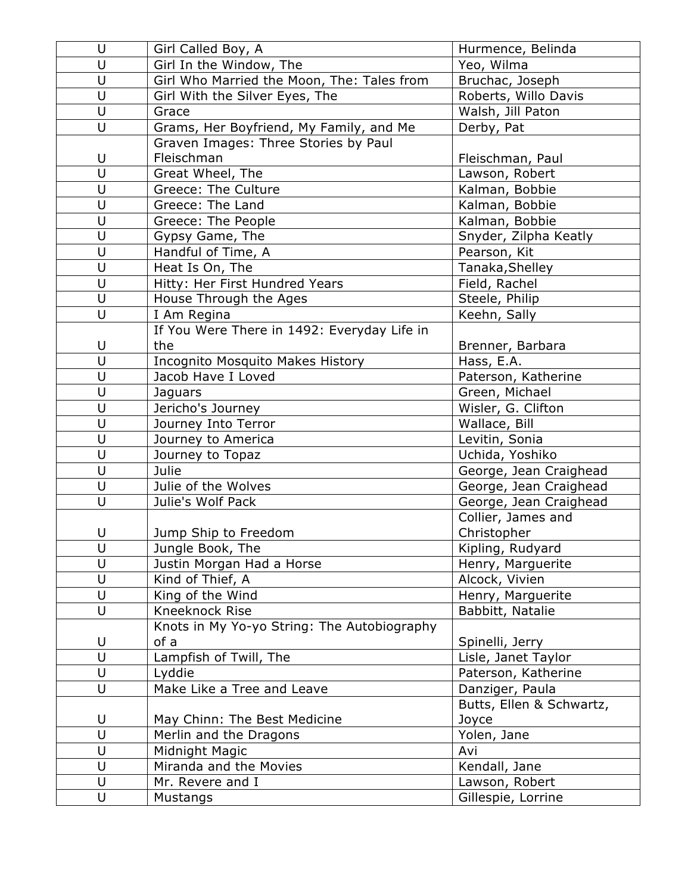| U | Girl Called Boy, A | Hurmence, Belinda |
|---|---|---|
| U | Girl In the Window, The | Yeo, Wilma |
| U | Girl Who Married the Moon, The: Tales from | Bruchac, Joseph |
| U | Girl With the Silver Eyes, The | Roberts, Willo Davis |
| U | Grace | Walsh, Jill Paton |
| U | Grams, Her Boyfriend, My Family, and Me | Derby, Pat |
| U | Graven Images: Three Stories by Paul Fleischman | Fleischman, Paul |
| U | Great Wheel, The | Lawson, Robert |
| U | Greece: The Culture | Kalman, Bobbie |
| U | Greece: The Land | Kalman, Bobbie |
| U | Greece: The People | Kalman, Bobbie |
| U | Gypsy Game, The | Snyder, Zilpha Keatly |
| U | Handful of Time, A | Pearson, Kit |
| U | Heat Is On, The | Tanaka,Shelley |
| U | Hitty: Her First Hundred Years | Field, Rachel |
| U | House Through the Ages | Steele, Philip |
| U | I Am Regina | Keehn, Sally |
| U | If You Were There in 1492: Everyday Life in the | Brenner, Barbara |
| U | Incognito Mosquito Makes History | Hass, E.A. |
| U | Jacob Have I Loved | Paterson, Katherine |
| U | Jaguars | Green, Michael |
| U | Jericho's Journey | Wisler, G. Clifton |
| U | Journey Into Terror | Wallace, Bill |
| U | Journey to America | Levitin, Sonia |
| U | Journey to Topaz | Uchida, Yoshiko |
| U | Julie | George, Jean Craighead |
| U | Julie of the Wolves | George, Jean Craighead |
| U | Julie's Wolf Pack | George, Jean Craighead |
| U | Jump Ship to Freedom | Collier, James and Christopher |
| U | Jungle Book, The | Kipling, Rudyard |
| U | Justin Morgan Had a Horse | Henry, Marguerite |
| U | Kind of Thief, A | Alcock, Vivien |
| U | King of the Wind | Henry, Marguerite |
| U | Kneeknock Rise | Babbitt, Natalie |
| U | Knots in My Yo-yo String: The Autobiography of a | Spinelli, Jerry |
| U | Lampfish of Twill, The | Lisle, Janet Taylor |
| U | Lyddie | Paterson, Katherine |
| U | Make Like a Tree and Leave | Danziger, Paula |
| U | May Chinn: The Best Medicine | Butts, Ellen & Schwartz, Joyce |
| U | Merlin and the Dragons | Yolen, Jane |
| U | Midnight Magic | Avi |
| U | Miranda and the Movies | Kendall, Jane |
| U | Mr. Revere and I | Lawson, Robert |
| U | Mustangs | Gillespie, Lorrine |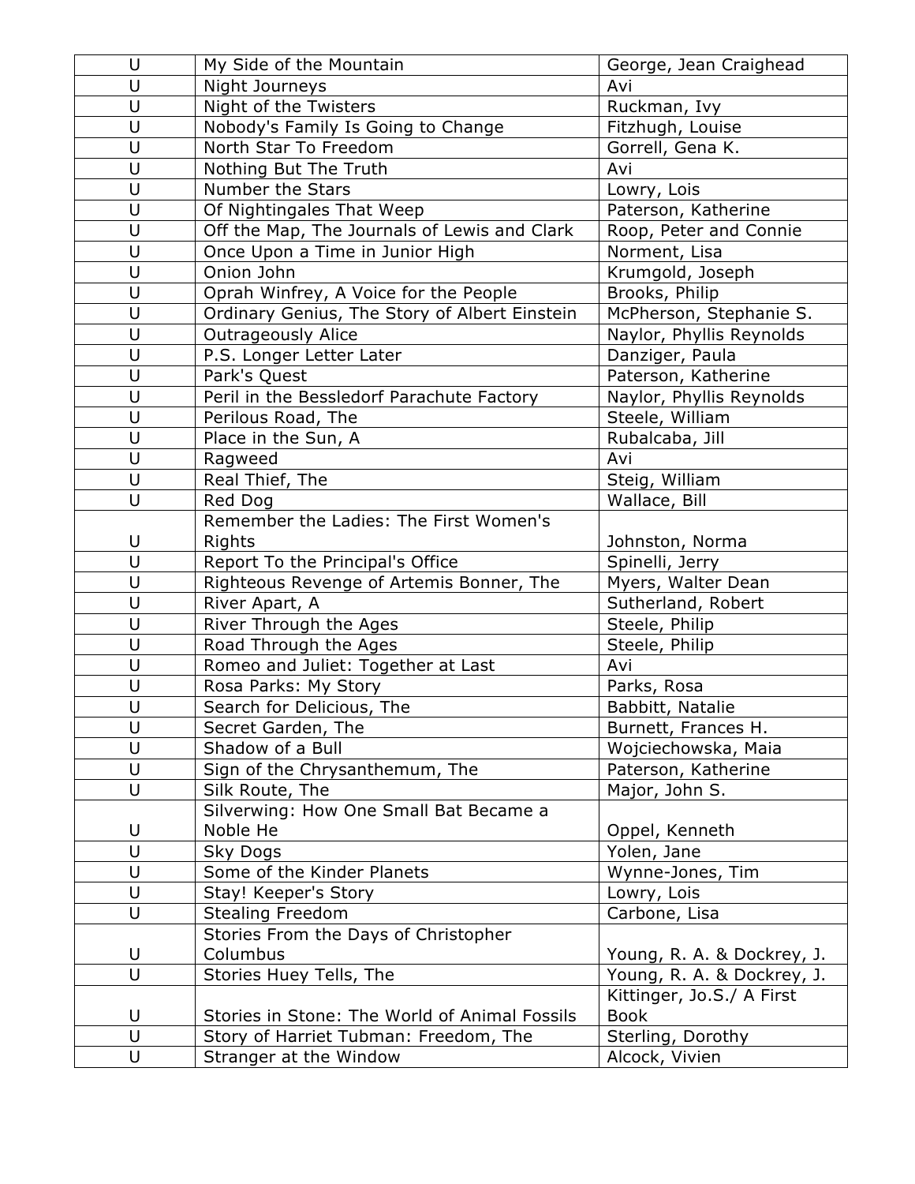| U | My Side of the Mountain | George, Jean Craighead |
|---|---|---|
| U | Night Journeys | Avi |
| U | Night of the Twisters | Ruckman, Ivy |
| U | Nobody's Family Is Going to Change | Fitzhugh, Louise |
| U | North Star To Freedom | Gorrell, Gena K. |
| U | Nothing But The Truth | Avi |
| U | Number the Stars | Lowry, Lois |
| U | Of Nightingales That Weep | Paterson, Katherine |
| U | Off the Map, The Journals of Lewis and Clark | Roop, Peter and Connie |
| U | Once Upon a Time in Junior High | Norment, Lisa |
| U | Onion John | Krumgold, Joseph |
| U | Oprah Winfrey, A Voice for the People | Brooks, Philip |
| U | Ordinary Genius, The Story of Albert Einstein | McPherson, Stephanie S. |
| U | Outrageously Alice | Naylor, Phyllis Reynolds |
| U | P.S. Longer Letter Later | Danziger, Paula |
| U | Park's Quest | Paterson, Katherine |
| U | Peril in the Bessledorf Parachute Factory | Naylor, Phyllis Reynolds |
| U | Perilous Road, The | Steele, William |
| U | Place in the Sun, A | Rubalcaba, Jill |
| U | Ragweed | Avi |
| U | Real Thief, The | Steig, William |
| U | Red Dog | Wallace, Bill |
| U | Remember the Ladies: The First Women's Rights | Johnston, Norma |
| U | Report To the Principal's Office | Spinelli, Jerry |
| U | Righteous Revenge of Artemis Bonner, The | Myers, Walter Dean |
| U | River Apart, A | Sutherland, Robert |
| U | River Through the Ages | Steele, Philip |
| U | Road Through the Ages | Steele, Philip |
| U | Romeo and Juliet: Together at Last | Avi |
| U | Rosa Parks: My Story | Parks, Rosa |
| U | Search for Delicious, The | Babbitt, Natalie |
| U | Secret Garden, The | Burnett, Frances H. |
| U | Shadow of a Bull | Wojciechowska, Maia |
| U | Sign of the Chrysanthemum, The | Paterson, Katherine |
| U | Silk Route, The | Major, John S. |
| U | Silverwing: How One Small Bat Became a Noble He | Oppel, Kenneth |
| U | Sky Dogs | Yolen, Jane |
| U | Some of the Kinder Planets | Wynne-Jones, Tim |
| U | Stay! Keeper's Story | Lowry, Lois |
| U | Stealing Freedom | Carbone, Lisa |
| U | Stories From the Days of Christopher Columbus | Young, R. A. & Dockrey, J. |
| U | Stories Huey Tells, The | Young, R. A. & Dockrey, J. |
| U | Stories in Stone: The World of Animal Fossils | Kittinger, Jo.S./ A First Book |
| U | Story of Harriet Tubman: Freedom, The | Sterling, Dorothy |
| U | Stranger at the Window | Alcock, Vivien |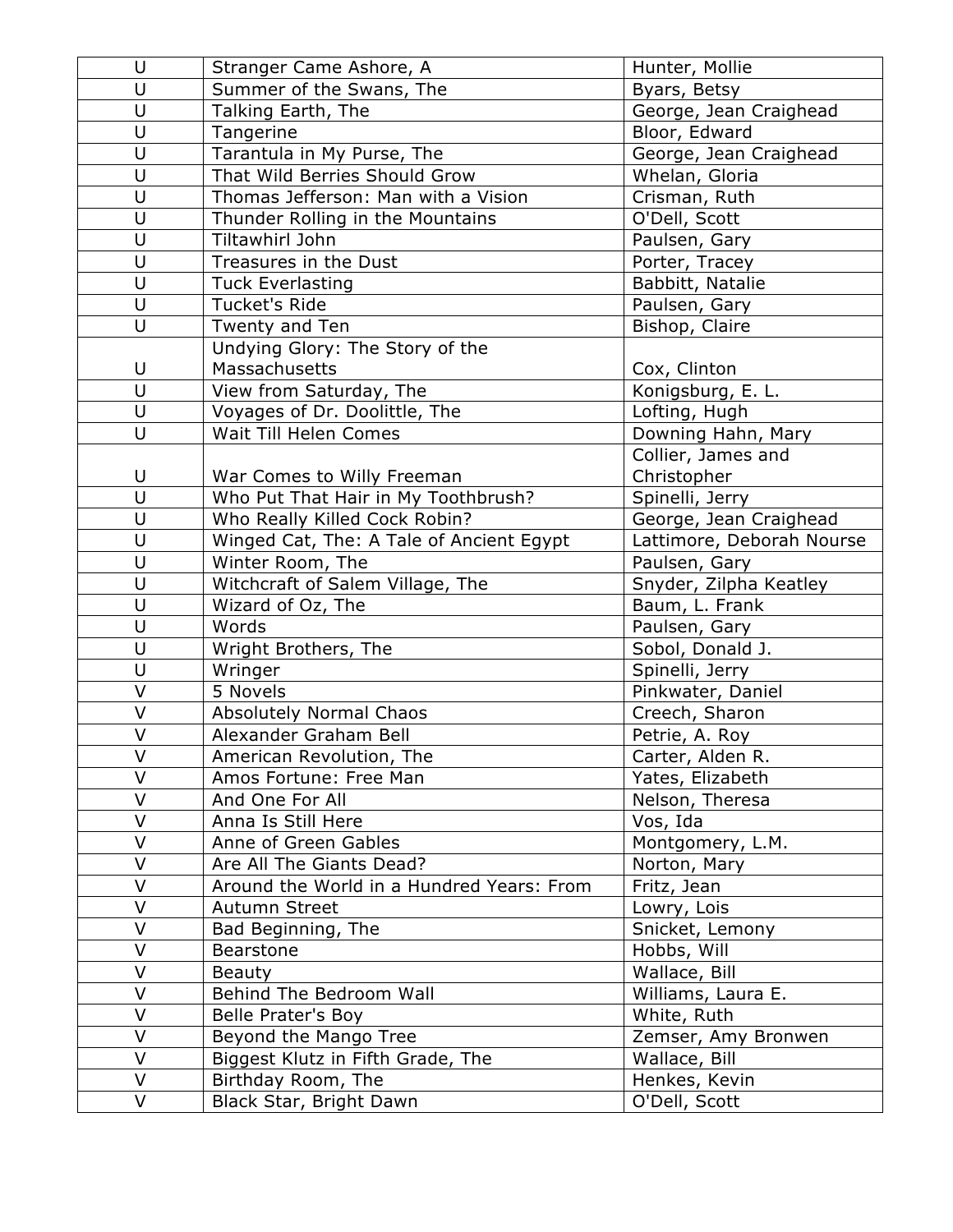| U | Stranger Came Ashore, A | Hunter, Mollie |
|---|---|---|
| U | Summer of the Swans, The | Byars, Betsy |
| U | Talking Earth, The | George, Jean Craighead |
| U | Tangerine | Bloor, Edward |
| U | Tarantula in My Purse, The | George, Jean Craighead |
| U | That Wild Berries Should Grow | Whelan, Gloria |
| U | Thomas Jefferson: Man with a Vision | Crisman, Ruth |
| U | Thunder Rolling in the Mountains | O'Dell, Scott |
| U | Tiltawhirl John | Paulsen, Gary |
| U | Treasures in the Dust | Porter, Tracey |
| U | Tuck Everlasting | Babbitt, Natalie |
| U | Tucket's Ride | Paulsen, Gary |
| U | Twenty and Ten | Bishop, Claire |
| U | Undying Glory: The Story of the Massachusetts | Cox, Clinton |
| U | View from Saturday, The | Konigsburg, E. L. |
| U | Voyages of Dr. Doolittle, The | Lofting, Hugh |
| U | Wait Till Helen Comes | Downing Hahn, Mary |
| U | War Comes to Willy Freeman | Collier, James and Christopher |
| U | Who Put That Hair in My Toothbrush? | Spinelli, Jerry |
| U | Who Really Killed Cock Robin? | George, Jean Craighead |
| U | Winged Cat, The: A Tale of Ancient Egypt | Lattimore, Deborah Nourse |
| U | Winter Room, The | Paulsen, Gary |
| U | Witchcraft of Salem Village, The | Snyder, Zilpha Keatley |
| U | Wizard of Oz, The | Baum, L. Frank |
| U | Words | Paulsen, Gary |
| U | Wright Brothers, The | Sobol, Donald J. |
| U | Wringer | Spinelli, Jerry |
| V | 5 Novels | Pinkwater, Daniel |
| V | Absolutely Normal Chaos | Creech, Sharon |
| V | Alexander Graham Bell | Petrie, A. Roy |
| V | American Revolution, The | Carter, Alden R. |
| V | Amos Fortune: Free Man | Yates, Elizabeth |
| V | And One For All | Nelson, Theresa |
| V | Anna Is Still Here | Vos, Ida |
| V | Anne of Green Gables | Montgomery, L.M. |
| V | Are All The Giants Dead? | Norton, Mary |
| V | Around the World in a Hundred Years: From | Fritz, Jean |
| V | Autumn Street | Lowry, Lois |
| V | Bad Beginning, The | Snicket, Lemony |
| V | Bearstone | Hobbs, Will |
| V | Beauty | Wallace, Bill |
| V | Behind The Bedroom Wall | Williams, Laura E. |
| V | Belle Prater's Boy | White, Ruth |
| V | Beyond the Mango Tree | Zemser, Amy Bronwen |
| V | Biggest Klutz in Fifth Grade, The | Wallace, Bill |
| V | Birthday Room, The | Henkes, Kevin |
| V | Black Star, Bright Dawn | O'Dell, Scott |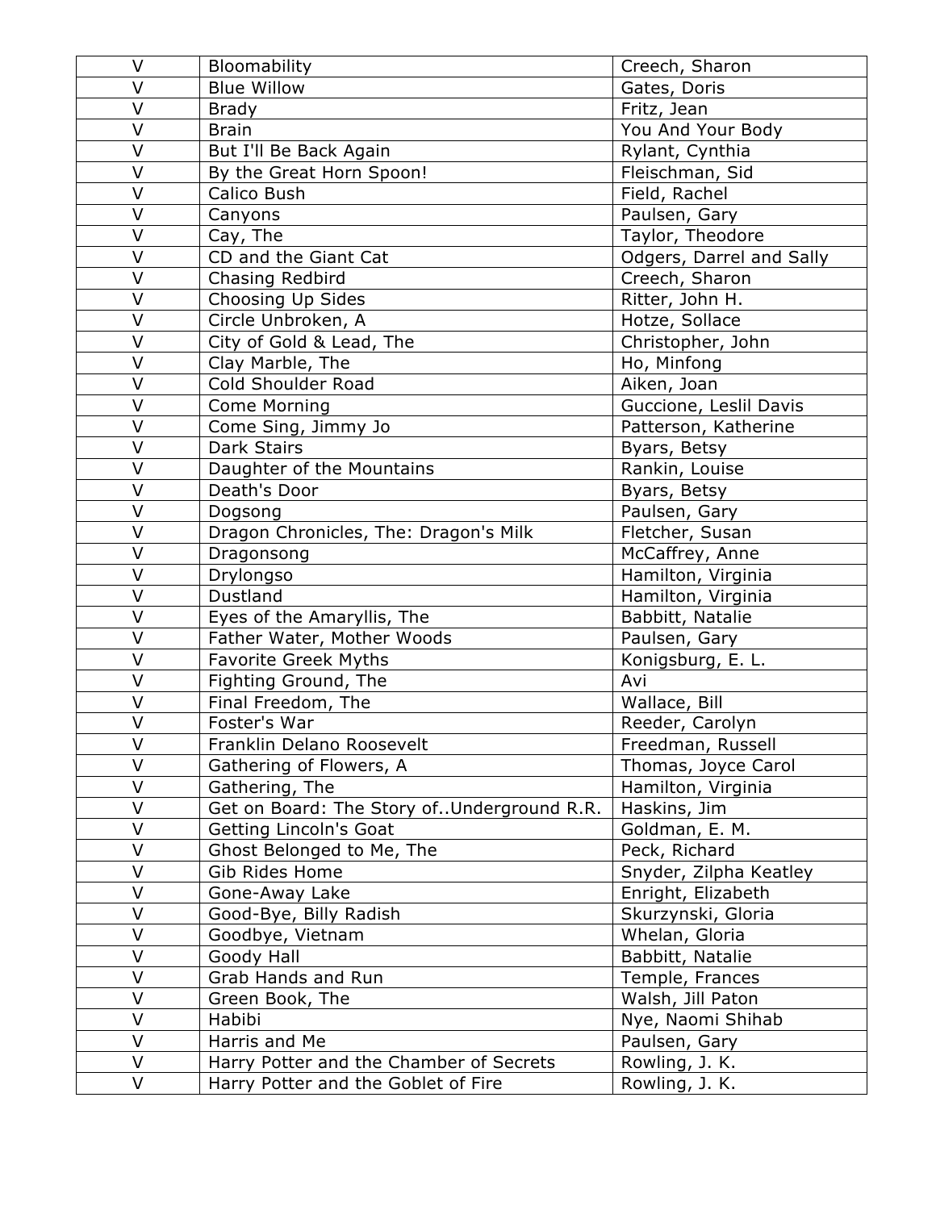| V | Bloomability | Creech, Sharon |
|---|---|---|
| V | Blue Willow | Gates, Doris |
| V | Brady | Fritz, Jean |
| V | Brain | You And Your Body |
| V | But I'll Be Back Again | Rylant, Cynthia |
| V | By the Great Horn Spoon! | Fleischman, Sid |
| V | Calico Bush | Field, Rachel |
| V | Canyons | Paulsen, Gary |
| V | Cay, The | Taylor, Theodore |
| V | CD and the Giant Cat | Odgers, Darrel and Sally |
| V | Chasing Redbird | Creech, Sharon |
| V | Choosing Up Sides | Ritter, John H. |
| V | Circle Unbroken, A | Hotze, Sollace |
| V | City of Gold & Lead, The | Christopher, John |
| V | Clay Marble, The | Ho, Minfong |
| V | Cold Shoulder Road | Aiken, Joan |
| V | Come Morning | Guccione, Leslil Davis |
| V | Come Sing, Jimmy Jo | Patterson, Katherine |
| V | Dark Stairs | Byars, Betsy |
| V | Daughter of the Mountains | Rankin, Louise |
| V | Death's Door | Byars, Betsy |
| V | Dogsong | Paulsen, Gary |
| V | Dragon Chronicles, The: Dragon's Milk | Fletcher, Susan |
| V | Dragonsong | McCaffrey, Anne |
| V | Drylongso | Hamilton, Virginia |
| V | Dustland | Hamilton, Virginia |
| V | Eyes of the Amaryllis, The | Babbitt, Natalie |
| V | Father Water, Mother Woods | Paulsen, Gary |
| V | Favorite Greek Myths | Konigsburg, E. L. |
| V | Fighting Ground, The | Avi |
| V | Final Freedom, The | Wallace, Bill |
| V | Foster's War | Reeder, Carolyn |
| V | Franklin Delano Roosevelt | Freedman, Russell |
| V | Gathering of Flowers, A | Thomas, Joyce Carol |
| V | Gathering, The | Hamilton, Virginia |
| V | Get on Board: The Story of..Underground R.R. | Haskins, Jim |
| V | Getting Lincoln's Goat | Goldman, E. M. |
| V | Ghost Belonged to Me, The | Peck, Richard |
| V | Gib Rides Home | Snyder, Zilpha Keatley |
| V | Gone-Away Lake | Enright, Elizabeth |
| V | Good-Bye, Billy Radish | Skurzynski, Gloria |
| V | Goodbye, Vietnam | Whelan, Gloria |
| V | Goody Hall | Babbitt, Natalie |
| V | Grab Hands and Run | Temple, Frances |
| V | Green Book, The | Walsh, Jill Paton |
| V | Habibi | Nye, Naomi Shihab |
| V | Harris and Me | Paulsen, Gary |
| V | Harry Potter and the Chamber of Secrets | Rowling, J. K. |
| V | Harry Potter and the Goblet of Fire | Rowling, J. K. |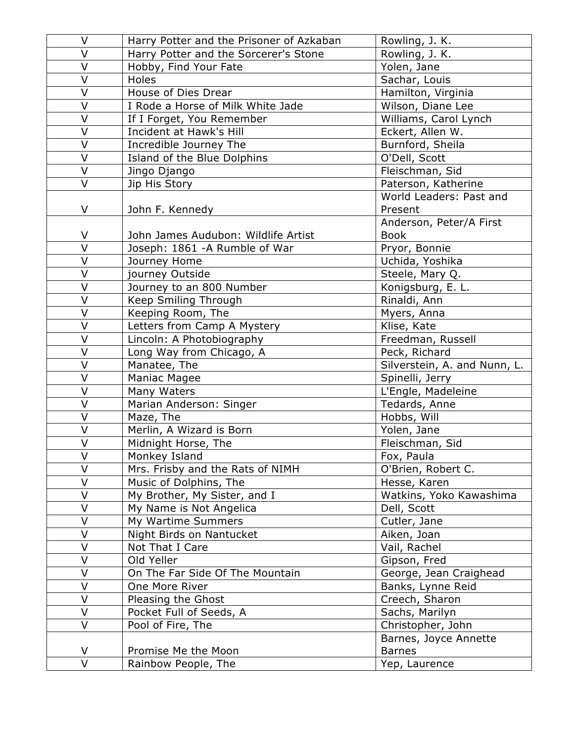| V | Harry Potter and the Prisoner of Azkaban | Rowling, J. K. |
|---|---|---|
| V | Harry Potter and the Sorcerer's Stone | Rowling, J. K. |
| V | Hobby, Find Your Fate | Yolen, Jane |
| V | Holes | Sachar, Louis |
| V | House of Dies Drear | Hamilton, Virginia |
| V | I Rode a Horse of Milk White Jade | Wilson, Diane Lee |
| V | If I Forget, You Remember | Williams, Carol Lynch |
| V | Incident at Hawk's Hill | Eckert, Allen W. |
| V | Incredible Journey The | Burnford, Sheila |
| V | Island of the Blue Dolphins | O'Dell, Scott |
| V | Jingo Django | Fleischman, Sid |
| V | Jip His Story | Paterson, Katherine |
| V | John F. Kennedy | World Leaders: Past and Present |
| V | John James Audubon: Wildlife Artist | Anderson, Peter/A First Book |
| V | Joseph: 1861 -A Rumble of War | Pryor, Bonnie |
| V | Journey Home | Uchida, Yoshika |
| V | journey Outside | Steele, Mary Q. |
| V | Journey to an 800 Number | Konigsburg, E. L. |
| V | Keep Smiling Through | Rinaldi, Ann |
| V | Keeping Room, The | Myers, Anna |
| V | Letters from Camp A Mystery | Klise, Kate |
| V | Lincoln: A Photobiography | Freedman, Russell |
| V | Long Way from Chicago, A | Peck, Richard |
| V | Manatee, The | Silverstein, A. and Nunn, L. |
| V | Maniac Magee | Spinelli, Jerry |
| V | Many Waters | L'Engle, Madeleine |
| V | Marian Anderson: Singer | Tedards, Anne |
| V | Maze, The | Hobbs, Will |
| V | Merlin, A Wizard is Born | Yolen, Jane |
| V | Midnight Horse, The | Fleischman, Sid |
| V | Monkey Island | Fox, Paula |
| V | Mrs. Frisby and the Rats of NIMH | O'Brien, Robert C. |
| V | Music of Dolphins, The | Hesse, Karen |
| V | My Brother, My Sister, and I | Watkins, Yoko Kawashima |
| V | My Name is Not Angelica | Dell, Scott |
| V | My Wartime Summers | Cutler, Jane |
| V | Night Birds on Nantucket | Aiken, Joan |
| V | Not That I Care | Vail, Rachel |
| V | Old Yeller | Gipson, Fred |
| V | On The Far Side Of The Mountain | George, Jean Craighead |
| V | One More River | Banks, Lynne Reid |
| V | Pleasing the Ghost | Creech, Sharon |
| V | Pocket Full of Seeds, A | Sachs, Marilyn |
| V | Pool of Fire, The | Christopher, John |
| V | Promise Me the Moon | Barnes, Joyce Annette Barnes |
| V | Rainbow People, The | Yep, Laurence |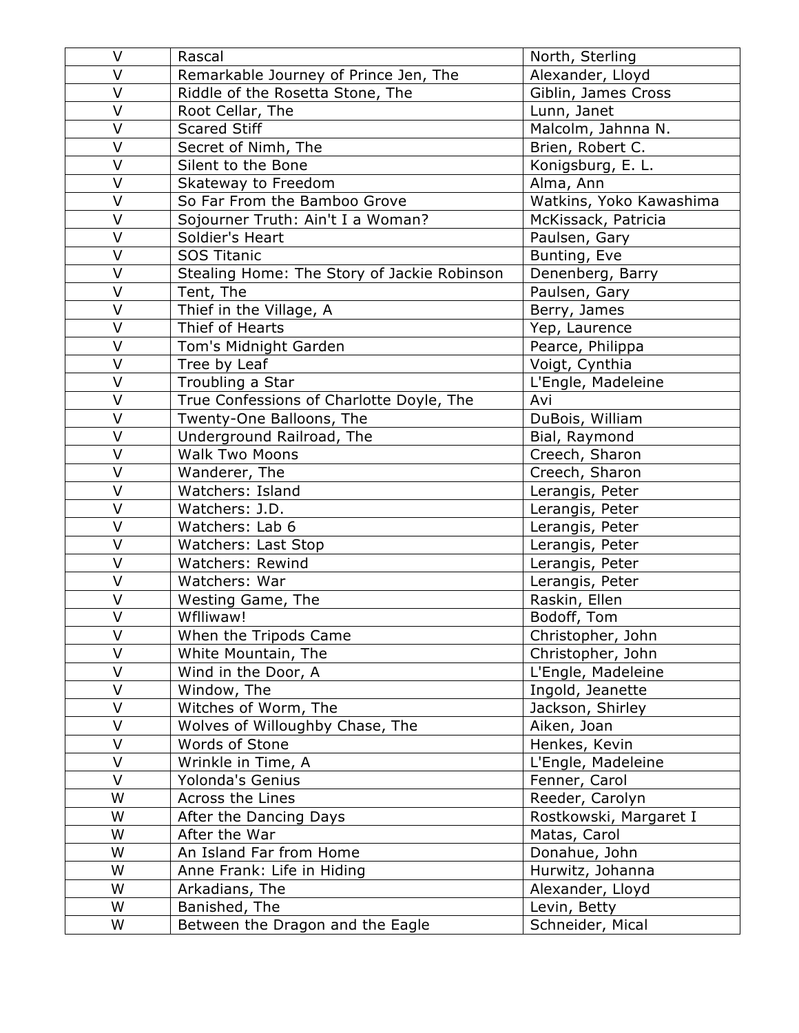| | | |
|---|---|---|
| V | Rascal | North, Sterling |
| V | Remarkable Journey of Prince Jen, The | Alexander, Lloyd |
| V | Riddle of the Rosetta Stone, The | Giblin, James Cross |
| V | Root Cellar, The | Lunn, Janet |
| V | Scared Stiff | Malcolm, Jahnna N. |
| V | Secret of Nimh, The | Brien, Robert C. |
| V | Silent to the Bone | Konigsburg, E. L. |
| V | Skateway to Freedom | Alma, Ann |
| V | So Far From the Bamboo Grove | Watkins, Yoko Kawashima |
| V | Sojourner Truth: Ain't I a Woman? | McKissack, Patricia |
| V | Soldier's Heart | Paulsen, Gary |
| V | SOS Titanic | Bunting, Eve |
| V | Stealing Home: The Story of Jackie Robinson | Denenberg, Barry |
| V | Tent, The | Paulsen, Gary |
| V | Thief in the Village, A | Berry, James |
| V | Thief of Hearts | Yep, Laurence |
| V | Tom's Midnight Garden | Pearce, Philippa |
| V | Tree by Leaf | Voigt, Cynthia |
| V | Troubling a Star | L'Engle, Madeleine |
| V | True Confessions of Charlotte Doyle, The | Avi |
| V | Twenty-One Balloons, The | DuBois, William |
| V | Underground Railroad, The | Bial, Raymond |
| V | Walk Two Moons | Creech, Sharon |
| V | Wanderer, The | Creech, Sharon |
| V | Watchers: Island | Lerangis, Peter |
| V | Watchers: J.D. | Lerangis, Peter |
| V | Watchers: Lab 6 | Lerangis, Peter |
| V | Watchers: Last Stop | Lerangis, Peter |
| V | Watchers: Rewind | Lerangis, Peter |
| V | Watchers: War | Lerangis, Peter |
| V | Westing Game, The | Raskin, Ellen |
| V | Wflliwaw! | Bodoff, Tom |
| V | When the Tripods Came | Christopher, John |
| V | White Mountain, The | Christopher, John |
| V | Wind in the Door, A | L'Engle, Madeleine |
| V | Window, The | Ingold, Jeanette |
| V | Witches of Worm, The | Jackson, Shirley |
| V | Wolves of Willoughby Chase, The | Aiken, Joan |
| V | Words of Stone | Henkes, Kevin |
| V | Wrinkle in Time, A | L'Engle, Madeleine |
| V | Yolonda's Genius | Fenner, Carol |
| W | Across the Lines | Reeder, Carolyn |
| W | After the Dancing Days | Rostkowski, Margaret I |
| W | After the War | Matas, Carol |
| W | An Island Far from Home | Donahue, John |
| W | Anne Frank: Life in Hiding | Hurwitz, Johanna |
| W | Arkadians, The | Alexander, Lloyd |
| W | Banished, The | Levin, Betty |
| W | Between the Dragon and the Eagle | Schneider, Mical |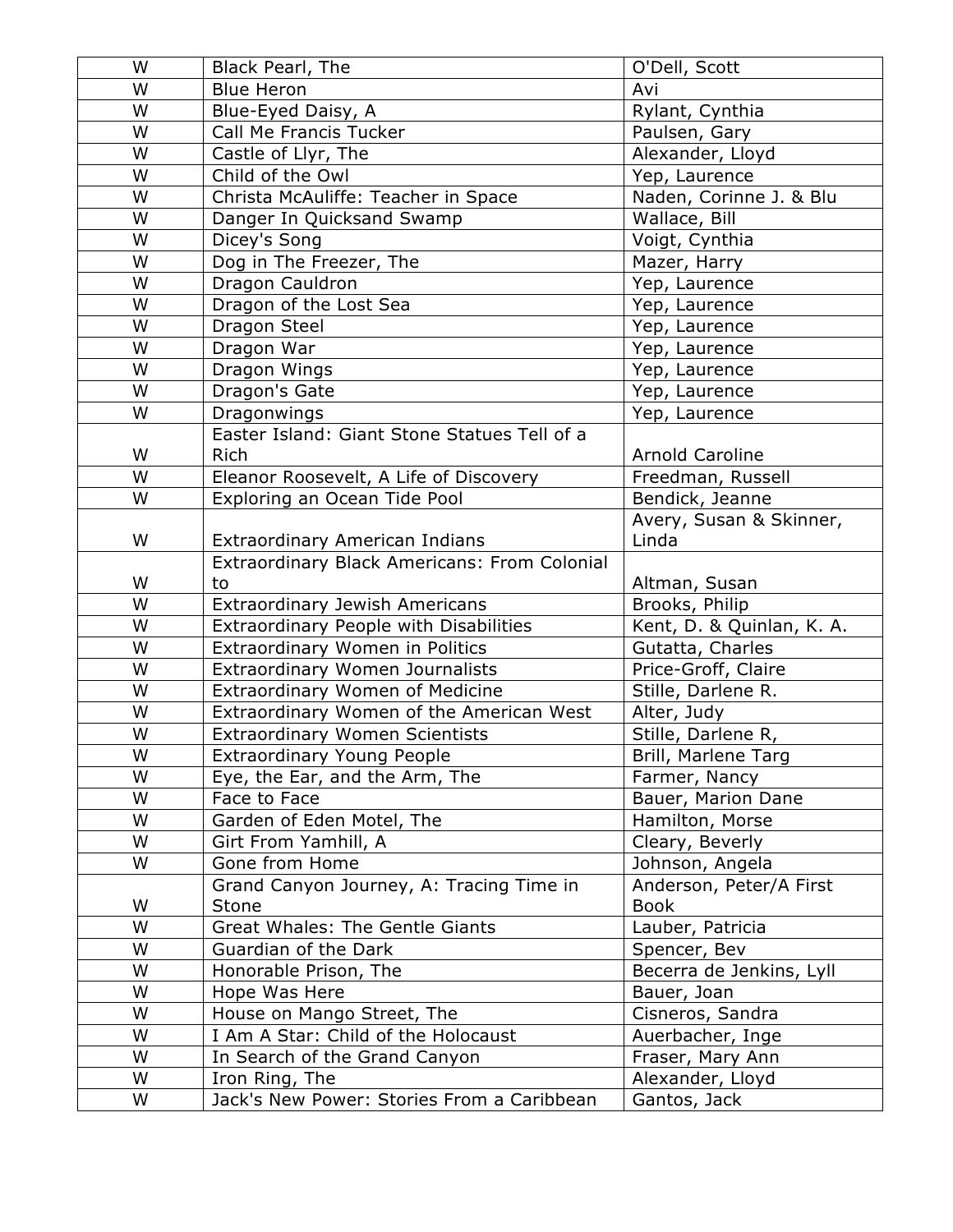| W | Black Pearl, The | O'Dell, Scott |
|---|---|---|
| W | Blue Heron | Avi |
| W | Blue-Eyed Daisy, A | Rylant, Cynthia |
| W | Call Me Francis Tucker | Paulsen, Gary |
| W | Castle of Llyr, The | Alexander, Lloyd |
| W | Child of the Owl | Yep, Laurence |
| W | Christa McAuliffe: Teacher in Space | Naden, Corinne J. & Blu |
| W | Danger In Quicksand Swamp | Wallace, Bill |
| W | Dicey's Song | Voigt, Cynthia |
| W | Dog in The Freezer, The | Mazer, Harry |
| W | Dragon Cauldron | Yep, Laurence |
| W | Dragon of the Lost Sea | Yep, Laurence |
| W | Dragon Steel | Yep, Laurence |
| W | Dragon War | Yep, Laurence |
| W | Dragon Wings | Yep, Laurence |
| W | Dragon's Gate | Yep, Laurence |
| W | Dragonwings | Yep, Laurence |
| W | Easter Island: Giant Stone Statues Tell of a Rich | Arnold Caroline |
| W | Eleanor Roosevelt, A Life of Discovery | Freedman, Russell |
| W | Exploring an Ocean Tide Pool | Bendick, Jeanne |
| W | Extraordinary American Indians | Avery, Susan & Skinner, Linda |
| W | Extraordinary Black Americans: From Colonial to | Altman, Susan |
| W | Extraordinary Jewish Americans | Brooks, Philip |
| W | Extraordinary People with Disabilities | Kent, D. & Quinlan, K. A. |
| W | Extraordinary Women in Politics | Gutatta, Charles |
| W | Extraordinary Women Journalists | Price-Groff, Claire |
| W | Extraordinary Women of Medicine | Stille, Darlene R. |
| W | Extraordinary Women of the American West | Alter, Judy |
| W | Extraordinary Women Scientists | Stille, Darlene R, |
| W | Extraordinary Young People | Brill, Marlene Targ |
| W | Eye, the Ear, and the Arm, The | Farmer, Nancy |
| W | Face to Face | Bauer, Marion Dane |
| W | Garden of Eden Motel, The | Hamilton, Morse |
| W | Girt From Yamhill, A | Cleary, Beverly |
| W | Gone from Home | Johnson, Angela |
| W | Grand Canyon Journey, A: Tracing Time in Stone | Anderson, Peter/A First Book |
| W | Great Whales: The Gentle Giants | Lauber, Patricia |
| W | Guardian of the Dark | Spencer, Bev |
| W | Honorable Prison, The | Becerra de Jenkins, Lyll |
| W | Hope Was Here | Bauer, Joan |
| W | House on Mango Street, The | Cisneros, Sandra |
| W | I Am A Star: Child of the Holocaust | Auerbacher, Inge |
| W | In Search of the Grand Canyon | Fraser, Mary Ann |
| W | Iron Ring, The | Alexander, Lloyd |
| W | Jack's New Power: Stories From a Caribbean | Gantos, Jack |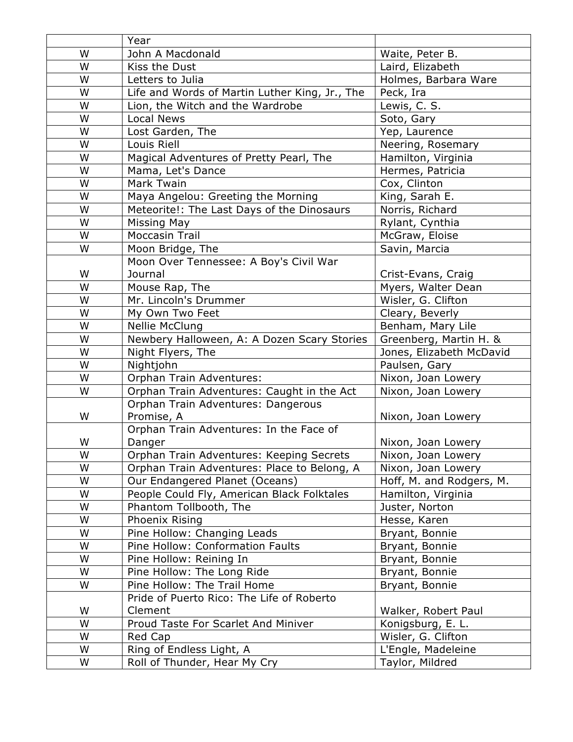| | Year | |
|---|---|---|
| W | John A Macdonald | Waite, Peter B. |
| W | Kiss the Dust | Laird, Elizabeth |
| W | Letters to Julia | Holmes, Barbara Ware |
| W | Life and Words of Martin Luther King, Jr., The | Peck, Ira |
| W | Lion, the Witch and the Wardrobe | Lewis, C. S. |
| W | Local News | Soto, Gary |
| W | Lost Garden, The | Yep, Laurence |
| W | Louis Riell | Neering, Rosemary |
| W | Magical Adventures of Pretty Pearl, The | Hamilton, Virginia |
| W | Mama, Let's Dance | Hermes, Patricia |
| W | Mark Twain | Cox, Clinton |
| W | Maya Angelou: Greeting the Morning | King, Sarah E. |
| W | Meteorite!: The Last Days of the Dinosaurs | Norris, Richard |
| W | Missing May | Rylant, Cynthia |
| W | Moccasin Trail | McGraw, Eloise |
| W | Moon Bridge, The | Savin, Marcia |
| W | Moon Over Tennessee: A Boy's Civil War Journal | Crist-Evans, Craig |
| W | Mouse Rap, The | Myers, Walter Dean |
| W | Mr. Lincoln's Drummer | Wisler, G. Clifton |
| W | My Own Two Feet | Cleary, Beverly |
| W | Nellie McClung | Benham, Mary Lile |
| W | Newbery Halloween, A: A Dozen Scary Stories | Greenberg, Martin H. & |
| W | Night Flyers, The | Jones, Elizabeth McDavid |
| W | Nightjohn | Paulsen, Gary |
| W | Orphan Train Adventures: | Nixon, Joan Lowery |
| W | Orphan Train Adventures: Caught in the Act | Nixon, Joan Lowery |
| W | Orphan Train Adventures: Dangerous Promise, A | Nixon, Joan Lowery |
| W | Orphan Train Adventures: In the Face of Danger | Nixon, Joan Lowery |
| W | Orphan Train Adventures: Keeping Secrets | Nixon, Joan Lowery |
| W | Orphan Train Adventures: Place to Belong, A | Nixon, Joan Lowery |
| W | Our Endangered Planet (Oceans) | Hoff, M. and Rodgers, M. |
| W | People Could Fly, American Black Folktales | Hamilton, Virginia |
| W | Phantom Tollbooth, The | Juster, Norton |
| W | Phoenix Rising | Hesse, Karen |
| W | Pine Hollow: Changing Leads | Bryant, Bonnie |
| W | Pine Hollow: Conformation Faults | Bryant, Bonnie |
| W | Pine Hollow: Reining In | Bryant, Bonnie |
| W | Pine Hollow: The Long Ride | Bryant, Bonnie |
| W | Pine Hollow: The Trail Home | Bryant, Bonnie |
| W | Pride of Puerto Rico: The Life of Roberto Clement | Walker, Robert Paul |
| W | Proud Taste For Scarlet And Miniver | Konigsburg, E. L. |
| W | Red Cap | Wisler, G. Clifton |
| W | Ring of Endless Light, A | L'Engle, Madeleine |
| W | Roll of Thunder, Hear My Cry | Taylor, Mildred |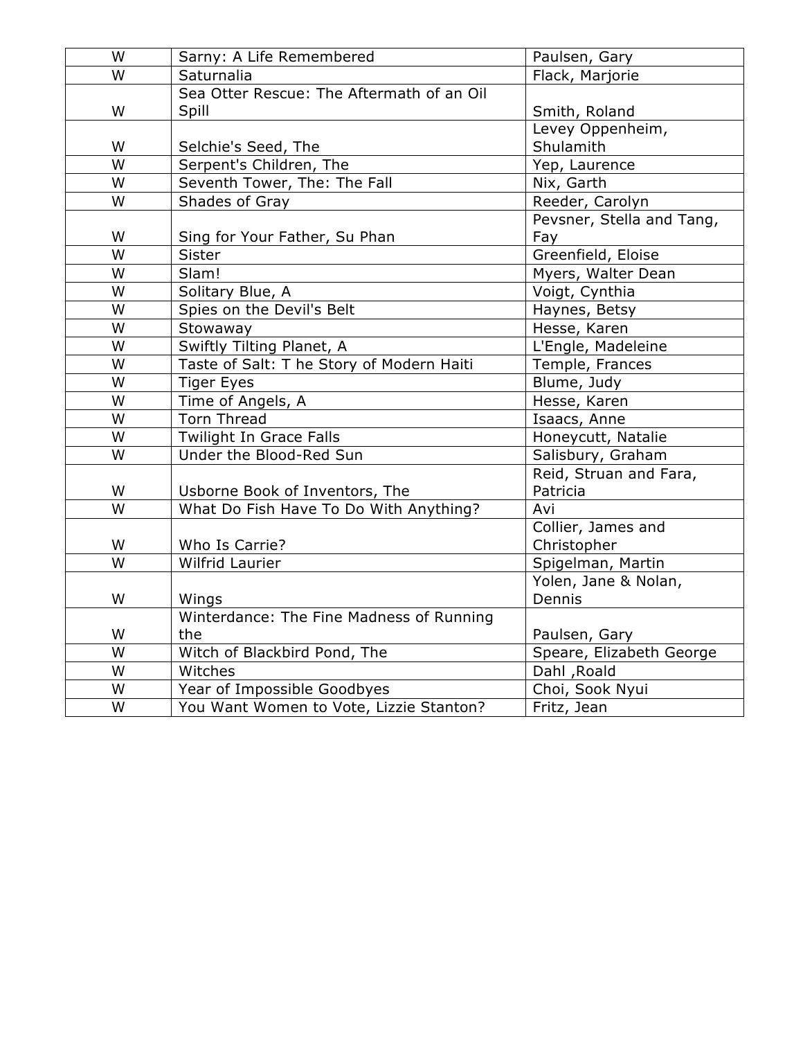| | | |
|---|---|---|
| W | Sarny: A Life Remembered | Paulsen, Gary |
| W | Saturnalia | Flack, Marjorie |
| W | Sea Otter Rescue: The Aftermath of an Oil Spill | Smith, Roland |
| W | Selchie's Seed, The | Levey Oppenheim, Shulamith |
| W | Serpent's Children, The | Yep, Laurence |
| W | Seventh Tower, The: The Fall | Nix, Garth |
| W | Shades of Gray | Reeder, Carolyn |
| W | Sing for Your Father, Su Phan | Pevsner, Stella and Tang, Fay |
| W | Sister | Greenfield, Eloise |
| W | Slam! | Myers, Walter Dean |
| W | Solitary Blue, A | Voigt, Cynthia |
| W | Spies on the Devil's Belt | Haynes, Betsy |
| W | Stowaway | Hesse, Karen |
| W | Swiftly Tilting Planet, A | L'Engle, Madeleine |
| W | Taste of Salt: T he Story of Modern Haiti | Temple, Frances |
| W | Tiger Eyes | Blume, Judy |
| W | Time of Angels, A | Hesse, Karen |
| W | Torn Thread | Isaacs, Anne |
| W | Twilight In Grace Falls | Honeycutt, Natalie |
| W | Under the Blood-Red Sun | Salisbury, Graham |
| W | Usborne Book of Inventors, The | Reid, Struan and Fara, Patricia |
| W | What Do Fish Have To Do With Anything? | Avi |
| W | Who Is Carrie? | Collier, James and Christopher |
| W | Wilfrid Laurier | Spigelman, Martin |
| W | Wings | Yolen, Jane & Nolan, Dennis |
| W | Winterdance: The Fine Madness of Running the | Paulsen, Gary |
| W | Witch of Blackbird Pond, The | Speare, Elizabeth George |
| W | Witches | Dahl ,Roald |
| W | Year of Impossible Goodbyes | Choi, Sook Nyui |
| W | You Want Women to Vote, Lizzie Stanton? | Fritz, Jean |